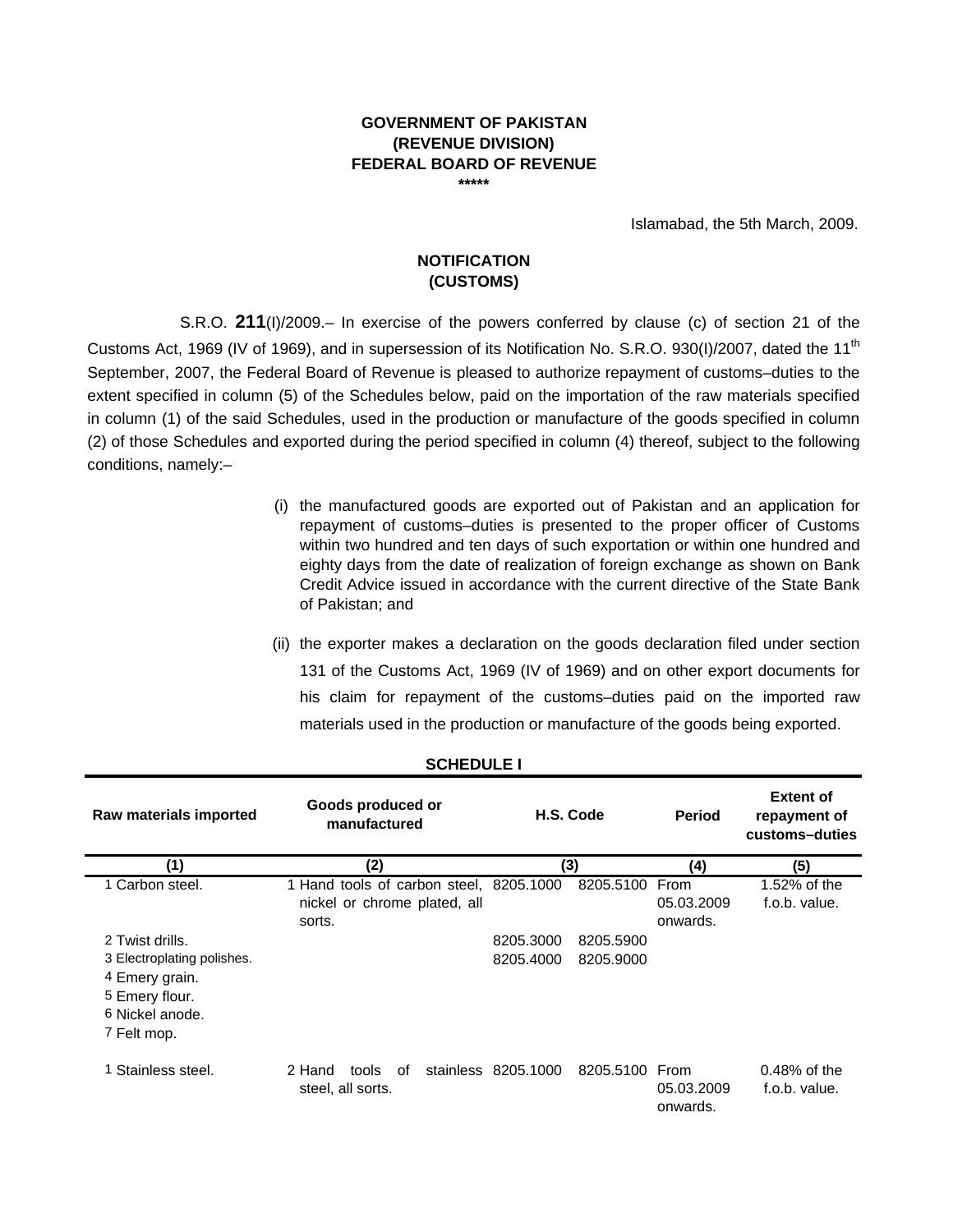**GOVERNMENT OF PAKISTAN**
**(REVENUE DIVISION)**
**FEDERAL BOARD OF REVENUE**
**\*\*\*\*\***

Islamabad, the 5th March, 2009.

**NOTIFICATION**
**(CUSTOMS)**

S.R.O. **211**(I)/2009.– In exercise of the powers conferred by clause (c) of section 21 of the Customs Act, 1969 (IV of 1969), and in supersession of its Notification No. S.R.O. 930(I)/2007, dated the 11th September, 2007, the Federal Board of Revenue is pleased to authorize repayment of customs–duties to the extent specified in column (5) of the Schedules below, paid on the importation of the raw materials specified in column (1) of the said Schedules, used in the production or manufacture of the goods specified in column (2) of those Schedules and exported during the period specified in column (4) thereof, subject to the following conditions, namely:–

(i) the manufactured goods are exported out of Pakistan and an application for repayment of customs–duties is presented to the proper officer of Customs within two hundred and ten days of such exportation or within one hundred and eighty days from the date of realization of foreign exchange as shown on Bank Credit Advice issued in accordance with the current directive of the State Bank of Pakistan; and

(ii) the exporter makes a declaration on the goods declaration filed under section 131 of the Customs Act, 1969 (IV of 1969) and on other export documents for his claim for repayment of the customs–duties paid on the imported raw materials used in the production or manufacture of the goods being exported.

**SCHEDULE I**

| Raw materials imported | Goods produced or manufactured | H.S. Code | | Period | Extent of repayment of customs–duties |
|---|---|---|---|---|---|
| (1) | (2) | (3) | | (4) | (5) |
| 1 Carbon steel. | 1 Hand tools of carbon steel, nickel or chrome plated, all sorts. | 8205.1000 | 8205.5100 | From 05.03.2009 onwards. | 1.52% of the f.o.b. value. |
| 2 Twist drills. | | 8205.3000 | 8205.5900 | | |
| 3 Electroplating polishes. | | 8205.4000 | 8205.9000 | | |
| 4 Emery grain. | | | | | |
| 5 Emery flour. | | | | | |
| 6 Nickel anode. | | | | | |
| 7 Felt mop. | | | | | |
| 1 Stainless steel. | 2 Hand tools of stainless steel, all sorts. | 8205.1000 | 8205.5100 | From 05.03.2009 onwards. | 0.48% of the f.o.b. value. |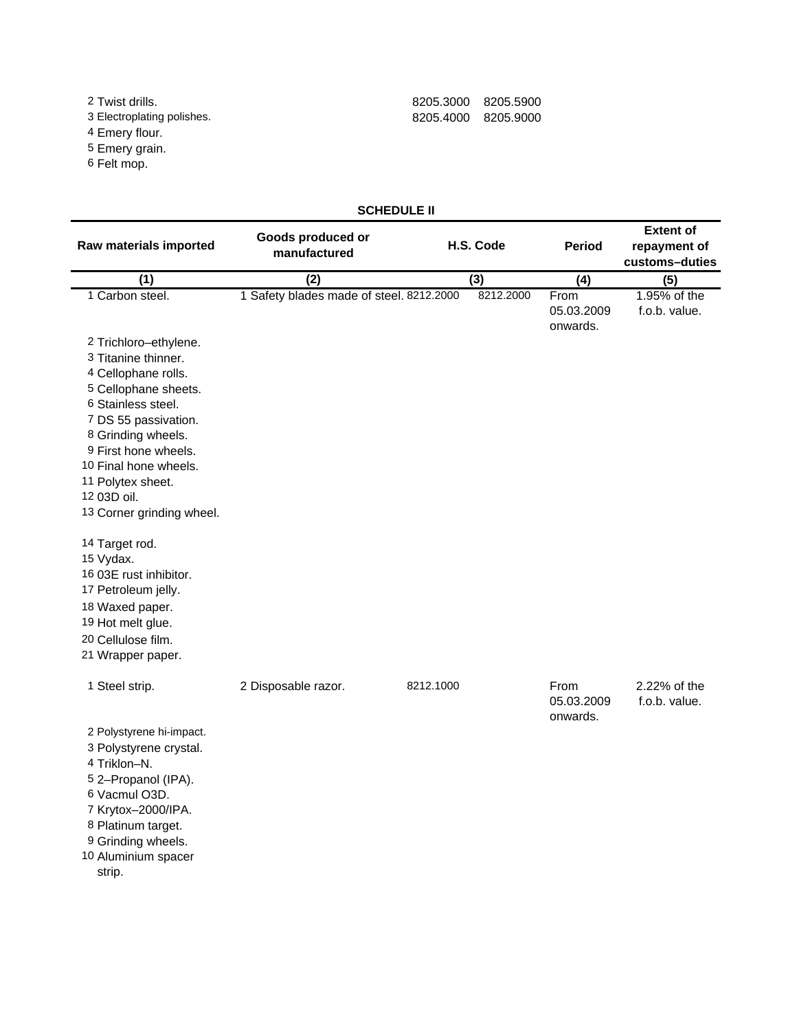| | | | |
|---|---|---|---|
| 2 Twist drills. | | 8205.3000 | 8205.5900 |
| 3 Electroplating polishes. | | 8205.4000 | 8205.9000 |
| 4 Emery flour. | | | |
| 5 Emery grain. | | | |
| 6 Felt mop. | | | |

**SCHEDULE II**

| Raw materials imported | Goods produced or manufactured | H.S. Code | | Period | Extent of repayment of customs–duties |
|---|---|---|---|---|---|
| (1) | (2) | (3) | | (4) | (5) |
| 1 Carbon steel. | 1 Safety blades made of steel. | 8212.2000 | 8212.2000 | From 05.03.2009 onwards. | 1.95% of the f.o.b. value. |
| 2 Trichloro–ethylene. | | | | | |
| 3 Titanine thinner. | | | | | |
| 4 Cellophane rolls. | | | | | |
| 5 Cellophane sheets. | | | | | |
| 6 Stainless steel. | | | | | |
| 7 DS 55 passivation. | | | | | |
| 8 Grinding wheels. | | | | | |
| 9 First hone wheels. | | | | | |
| 10 Final hone wheels. | | | | | |
| 11 Polytex sheet. | | | | | |
| 12 03D oil. | | | | | |
| 13 Corner grinding wheel. | | | | | |
| 14 Target rod. | | | | | |
| 15 Vydax. | | | | | |
| 16 03E rust inhibitor. | | | | | |
| 17 Petroleum jelly. | | | | | |
| 18 Waxed paper. | | | | | |
| 19 Hot melt glue. | | | | | |
| 20 Cellulose film. | | | | | |
| 21 Wrapper paper. | | | | | |
| 1 Steel strip. | 2 Disposable razor. | 8212.1000 | | From 05.03.2009 onwards. | 2.22% of the f.o.b. value. |
| 2 Polystyrene hi-impact. | | | | | |
| 3 Polystyrene crystal. | | | | | |
| 4 Triklon–N. | | | | | |
| 5 2–Propanol (IPA). | | | | | |
| 6 Vacmul O3D. | | | | | |
| 7 Krytox–2000/IPA. | | | | | |
| 8 Platinum target. | | | | | |
| 9 Grinding wheels. | | | | | |
| 10 Aluminium spacer strip. | | | | | |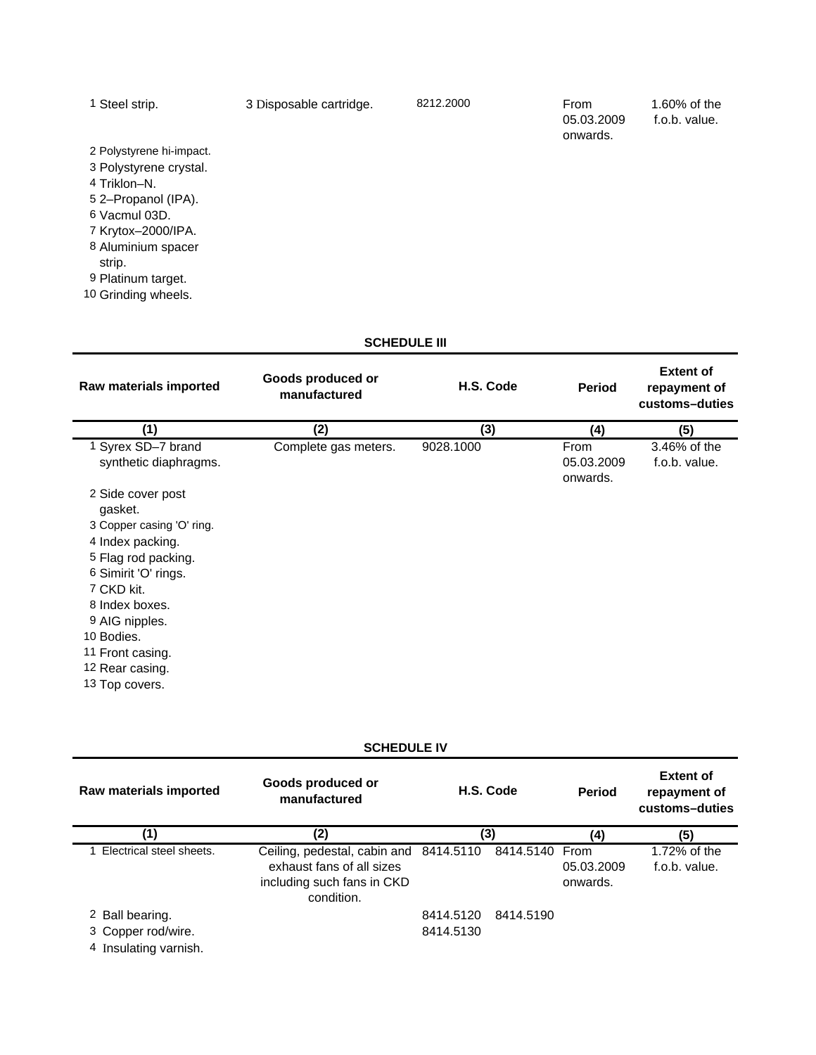| | | | | |
|---|---|---|---|---|
| 1 Steel strip. | 3 Disposable cartridge. | 8212.2000 | From 05.03.2009 onwards. | 1.60% of the f.o.b. value. |
| 2 Polystyrene hi-impact. | | | | |
| 3 Polystyrene crystal. | | | | |
| 4 Triklon–N. | | | | |
| 5 2–Propanol (IPA). | | | | |
| 6 Vacmul 03D. | | | | |
| 7 Krytox–2000/IPA. | | | | |
| 8 Aluminium spacer strip. | | | | |
| 9 Platinum target. | | | | |
| 10 Grinding wheels. | | | | |

## SCHEDULE III

| Raw materials imported | Goods produced or manufactured | H.S. Code | Period | Extent of repayment of customs–duties |
|---|---|---|---|---|
| (1) | (2) | (3) | (4) | (5) |
| 1 Syrex SD–7 brand synthetic diaphragms. | Complete gas meters. | 9028.1000 | From 05.03.2009 onwards. | 3.46% of the f.o.b. value. |
| 2 Side cover post gasket. | | | | |
| 3 Copper casing 'O' ring. | | | | |
| 4 Index packing. | | | | |
| 5 Flag rod packing. | | | | |
| 6 Simirit 'O' rings. | | | | |
| 7 CKD kit. | | | | |
| 8 Index boxes. | | | | |
| 9 AIG nipples. | | | | |
| 10 Bodies. | | | | |
| 11 Front casing. | | | | |
| 12 Rear casing. | | | | |
| 13 Top covers. | | | | |

## SCHEDULE IV

| Raw materials imported | Goods produced or manufactured | H.S. Code | | Period | Extent of repayment of customs–duties |
|---|---|---|---|---|---|
| (1) | (2) | (3) | | (4) | (5) |
| 1 Electrical steel sheets. | Ceiling, pedestal, cabin and exhaust fans of all sizes including such fans in CKD condition. | 8414.5110 | 8414.5140 | From 05.03.2009 onwards. | 1.72% of the f.o.b. value. |
| 2 Ball bearing. | | 8414.5120 | 8414.5190 | | |
| 3 Copper rod/wire. | | 8414.5130 | | | |
| 4 Insulating varnish. | | | | | |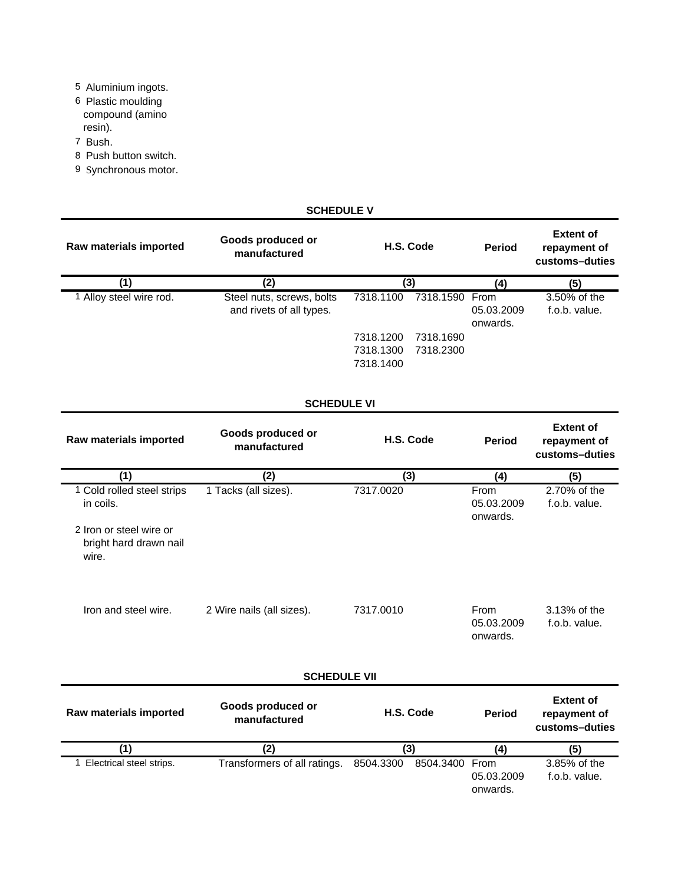5 Aluminium ingots.

6 Plastic moulding compound (amino resin).

7 Bush.

8 Push button switch.

9 Synchronous motor.

## SCHEDULE V

| Raw materials imported | Goods produced or manufactured | H.S. Code | | Period | Extent of repayment of customs–duties |
|---|---|---|---|---|---|
| (1) | (2) | (3) | | (4) | (5) |
| 1 Alloy steel wire rod. | Steel nuts, screws, bolts and rivets of all types. | 7318.1100 | 7318.1590 | From 05.03.2009 onwards. | 3.50% of the f.o.b. value. |
| | | 7318.1200 | 7318.1690 | | |
| | | 7318.1300 | 7318.2300 | | |
| | | 7318.1400 | | | |

## SCHEDULE VI

| Raw materials imported | Goods produced or manufactured | H.S. Code | Period | Extent of repayment of customs–duties |
|---|---|---|---|---|
| (1) | (2) | (3) | (4) | (5) |
| 1 Cold rolled steel strips in coils.<br>2 Iron or steel wire or bright hard drawn nail wire. | 1 Tacks (all sizes). | 7317.0020 | From 05.03.2009 onwards. | 2.70% of the f.o.b. value. |
| Iron and steel wire. | 2 Wire nails (all sizes). | 7317.0010 | From 05.03.2009 onwards. | 3.13% of the f.o.b. value. |

## SCHEDULE VII

| Raw materials imported | Goods produced or manufactured | H.S. Code | | Period | Extent of repayment of customs–duties |
|---|---|---|---|---|---|
| (1) | (2) | (3) | | (4) | (5) |
| 1 Electrical steel strips. | Transformers of all ratings. | 8504.3300 | 8504.3400 | From 05.03.2009 onwards. | 3.85% of the f.o.b. value. |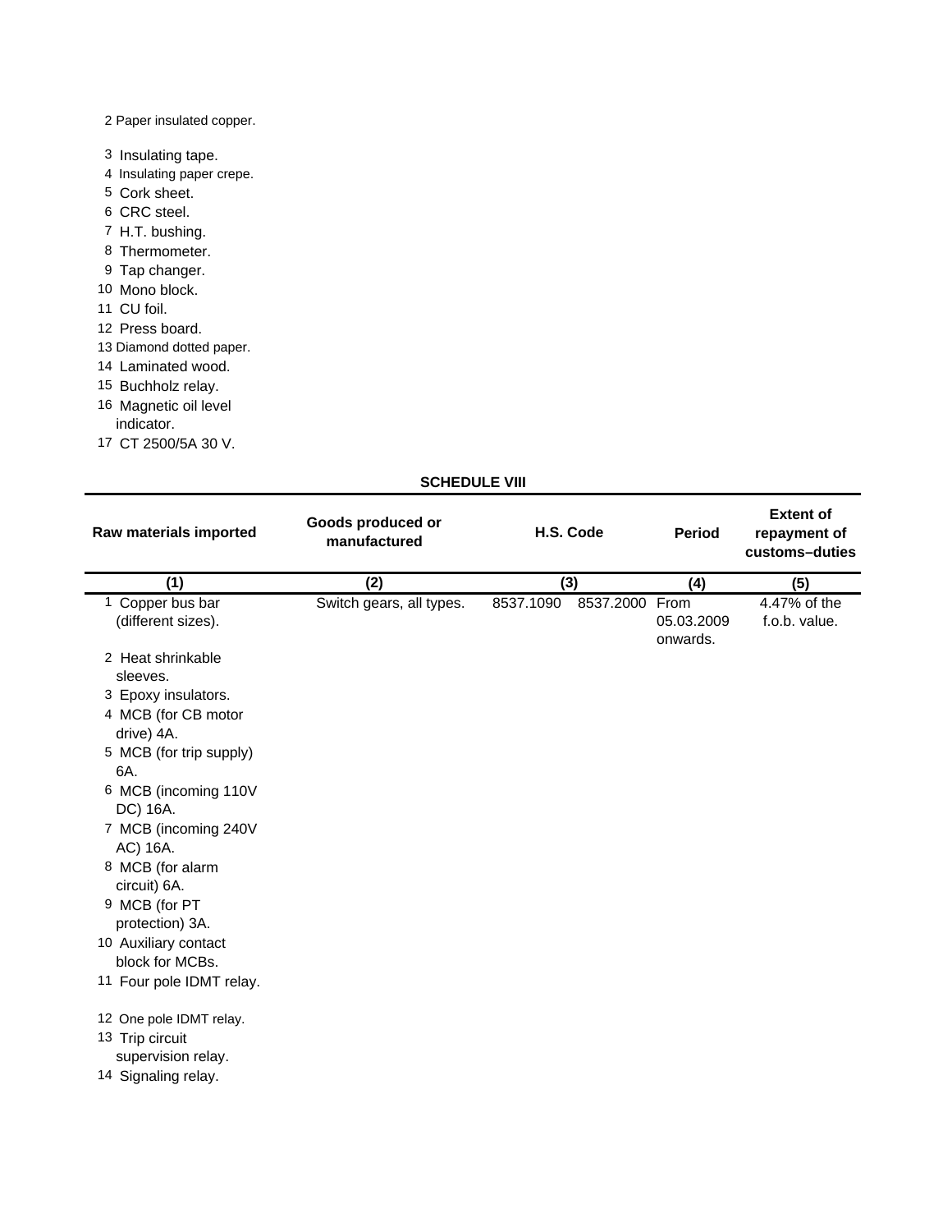| | | | | |
|---|---|---|---|---|
| 2 Paper insulated copper. | | | | |
| 3 Insulating tape. | | | | |
| 4 Insulating paper crepe. | | | | |
| 5 Cork sheet. | | | | |
| 6 CRC steel. | | | | |
| 7 H.T. bushing. | | | | |
| 8 Thermometer. | | | | |
| 9 Tap changer. | | | | |
| 10 Mono block. | | | | |
| 11 CU foil. | | | | |
| 12 Press board. | | | | |
| 13 Diamond dotted paper. | | | | |
| 14 Laminated wood. | | | | |
| 15 Buchholz relay. | | | | |
| 16 Magnetic oil level indicator. | | | | |
| 17 CT 2500/5A 30 V. | | | | |

**SCHEDULE VIII**

| Raw materials imported | Goods produced or manufactured | H.S. Code | Period | Extent of repayment of customs–duties |
|---|---|---|---|---|
| (1) | (2) | (3) | (4) | (5) |
| 1 Copper bus bar (different sizes). | Switch gears, all types. | 8537.1090 8537.2000 | From 05.03.2009 onwards. | 4.47% of the f.o.b. value. |
| 2 Heat shrinkable sleeves. | | | | |
| 3 Epoxy insulators. | | | | |
| 4 MCB (for CB motor drive) 4A. | | | | |
| 5 MCB (for trip supply) 6A. | | | | |
| 6 MCB (incoming 110V DC) 16A. | | | | |
| 7 MCB (incoming 240V AC) 16A. | | | | |
| 8 MCB (for alarm circuit) 6A. | | | | |
| 9 MCB (for PT protection) 3A. | | | | |
| 10 Auxiliary contact block for MCBs. | | | | |
| 11 Four pole IDMT relay. | | | | |
| 12 One pole IDMT relay. | | | | |
| 13 Trip circuit supervision relay. | | | | |
| 14 Signaling relay. | | | | |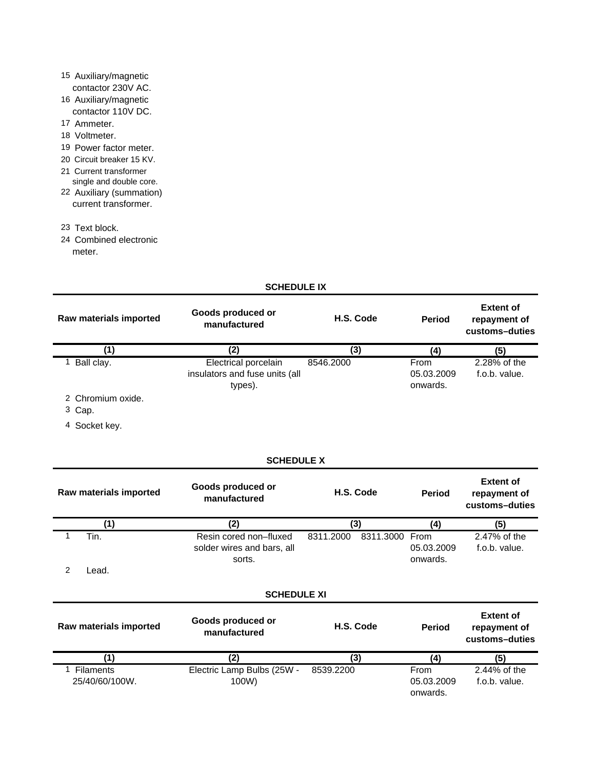| | | | | |
|---|---|---|---|---|
| 15 Auxiliary/magnetic contactor 230V AC. | | | | |
| 16 Auxiliary/magnetic contactor 110V DC. | | | | |
| 17 Ammeter. | | | | |
| 18 Voltmeter. | | | | |
| 19 Power factor meter. | | | | |
| 20 Circuit breaker 15 KV. | | | | |
| 21 Current transformer single and double core. | | | | |
| 22 Auxiliary (summation) current transformer. | | | | |
| 23 Text block. | | | | |
| 24 Combined electronic meter. | | | | |

**SCHEDULE IX**

| Raw materials imported | Goods produced or manufactured | H.S. Code | Period | Extent of repayment of customs–duties |
|---|---|---|---|---|
| (1) | (2) | (3) | (4) | (5) |
| 1 Ball clay. | Electrical porcelain insulators and fuse units (all types). | 8546.2000 | From 05.03.2009 onwards. | 2.28% of the f.o.b. value. |
| 2 Chromium oxide. | | | | |
| 3 Cap. | | | | |
| 4 Socket key. | | | | |

**SCHEDULE X**

| Raw materials imported | Goods produced or manufactured | H.S. Code | Period | Extent of repayment of customs–duties |
|---|---|---|---|---|
| (1) | (2) | (3) | (4) | (5) |
| 1 Tin. | Resin cored non–fluxed solder wires and bars, all sorts. | 8311.2000 8311.3000 | From 05.03.2009 onwards. | 2.47% of the f.o.b. value. |
| 2 Lead. | | | | |

**SCHEDULE XI**

| Raw materials imported | Goods produced or manufactured | H.S. Code | Period | Extent of repayment of customs–duties |
|---|---|---|---|---|
| (1) | (2) | (3) | (4) | (5) |
| 1 Filaments 25/40/60/100W. | Electric Lamp Bulbs (25W - 100W) | 8539.2200 | From 05.03.2009 onwards. | 2.44% of the f.o.b. value. |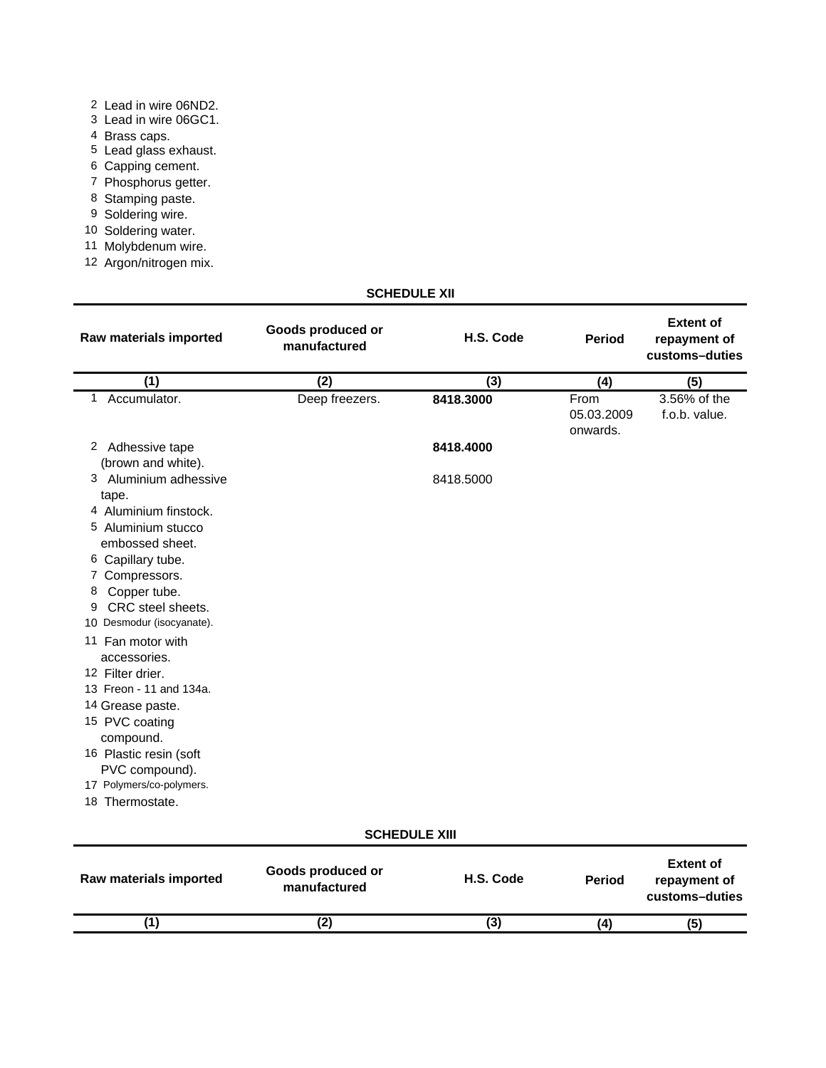2 Lead in wire 06ND2.
3 Lead in wire 06GC1.
4 Brass caps.
5 Lead glass exhaust.
6 Capping cement.
7 Phosphorus getter.
8 Stamping paste.
9 Soldering wire.
10 Soldering water.
11 Molybdenum wire.
12 Argon/nitrogen mix.

**SCHEDULE XII**

| Raw materials imported | Goods produced or manufactured | H.S. Code | Period | Extent of repayment of customs–duties |
|---|---|---|---|---|
| (1) | (2) | (3) | (4) | (5) |
| 1 Accumulator. | Deep freezers. | **8418.3000** | From 05.03.2009 onwards. | 3.56% of the f.o.b. value. |
| 2 Adhesive tape (brown and white). | | **8418.4000** | | |
| 3 Aluminium adhesive tape. | | 8418.5000 | | |
| 4 Aluminium finstock. | | | | |
| 5 Aluminium stucco embossed sheet. | | | | |
| 6 Capillary tube. | | | | |
| 7 Compressors. | | | | |
| 8 Copper tube. | | | | |
| 9 CRC steel sheets. | | | | |
| 10 Desmodur (isocyanate). | | | | |
| 11 Fan motor with accessories. | | | | |
| 12 Filter drier. | | | | |
| 13 Freon - 11 and 134a. | | | | |
| 14 Grease paste. | | | | |
| 15 PVC coating compound. | | | | |
| 16 Plastic resin (soft PVC compound). | | | | |
| 17 Polymers/co-polymers. | | | | |
| 18 Thermostate. | | | | |

**SCHEDULE XIII**

| Raw materials imported | Goods produced or manufactured | H.S. Code | Period | Extent of repayment of customs–duties |
|---|---|---|---|---|
| (1) | (2) | (3) | (4) | (5) |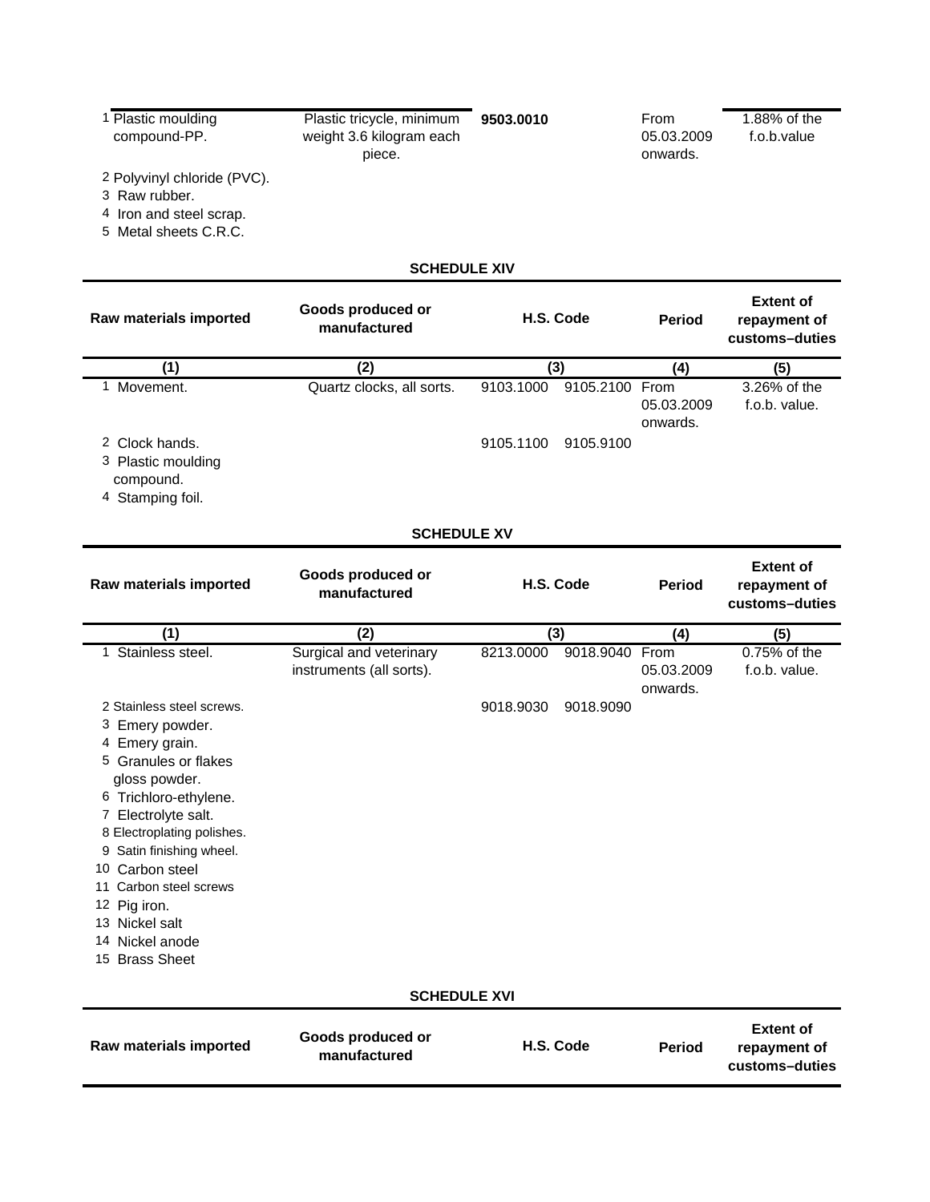| Raw materials imported | Goods produced or manufactured | H.S. Code | | Period | Extent of repayment of customs–duties |
|---|---|---|---|---|---|
| 1 Plastic moulding compound-PP. | Plastic tricycle, minimum weight 3.6 kilogram each piece. | **9503.0010** | | From 05.03.2009 onwards. | 1.88% of the f.o.b.value |
| 2 Polyvinyl chloride (PVC). | | | | | |
| 3 Raw rubber. | | | | | |
| 4 Iron and steel scrap. | | | | | |
| 5 Metal sheets C.R.C. | | | | | |

**SCHEDULE XIV**

| Raw materials imported | Goods produced or manufactured | H.S. Code | | Period | Extent of repayment of customs–duties |
|---|---|---|---|---|---|
| (1) | (2) | (3) | | (4) | (5) |
| 1 Movement. | Quartz clocks, all sorts. | 9103.1000 | 9105.2100 | From 05.03.2009 onwards. | 3.26% of the f.o.b. value. |
| 2 Clock hands. | | 9105.1100 | 9105.9100 | | |
| 3 Plastic moulding compound. | | | | | |
| 4 Stamping foil. | | | | | |

**SCHEDULE XV**

| Raw materials imported | Goods produced or manufactured | H.S. Code | | Period | Extent of repayment of customs–duties |
|---|---|---|---|---|---|
| (1) | (2) | (3) | | (4) | (5) |
| 1 Stainless steel. | Surgical and veterinary instruments (all sorts). | 8213.0000 | 9018.9040 | From 05.03.2009 onwards. | 0.75% of the f.o.b. value. |
| 2 Stainless steel screws. | | 9018.9030 | 9018.9090 | | |
| 3 Emery powder. | | | | | |
| 4 Emery grain. | | | | | |
| 5 Granules or flakes gloss powder. | | | | | |
| 6 Trichloro-ethylene. | | | | | |
| 7 Electrolyte salt. | | | | | |
| 8 Electroplating polishes. | | | | | |
| 9 Satin finishing wheel. | | | | | |
| 10 Carbon steel | | | | | |
| 11 Carbon steel screws | | | | | |
| 12 Pig iron. | | | | | |
| 13 Nickel salt | | | | | |
| 14 Nickel anode | | | | | |
| 15 Brass Sheet | | | | | |

**SCHEDULE XVI**

| Raw materials imported | Goods produced or manufactured | H.S. Code | Period | Extent of repayment of customs–duties |
|---|---|---|---|---|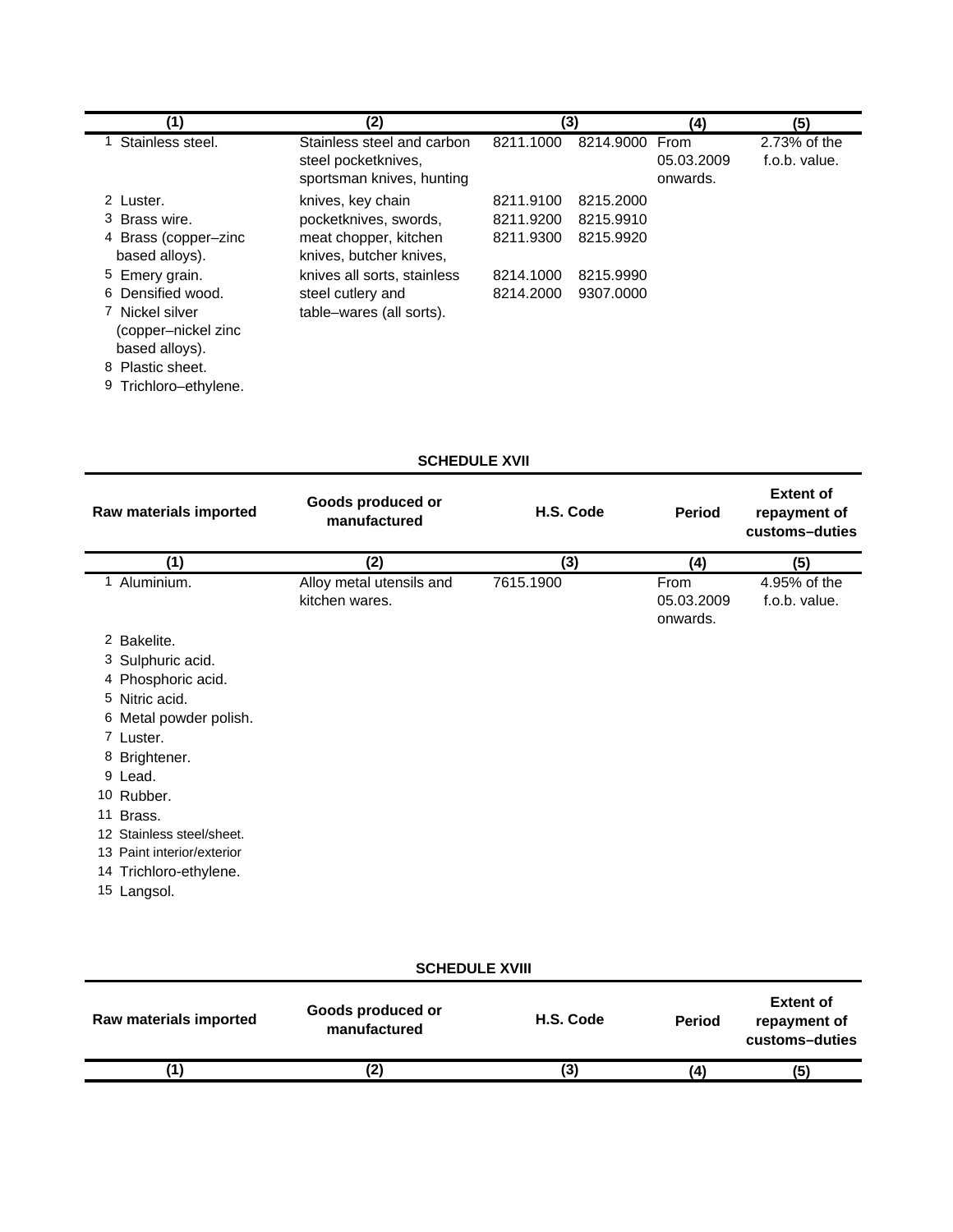| (1) | (2) | (3) | | (4) | (5) |
|---|---|---|---|---|---|
| 1 Stainless steel. | Stainless steel and carbon steel pocketknives, sportsman knives, hunting | 8211.1000 | 8214.9000 | From 05.03.2009 onwards. | 2.73% of the f.o.b. value. |
| 2 Luster. | knives, key chain | 8211.9100 | 8215.2000 | | |
| 3 Brass wire. | pocketknives, swords, | 8211.9200 | 8215.9910 | | |
| 4 Brass (copper–zinc based alloys). | meat chopper, kitchen knives, butcher knives, | 8211.9300 | 8215.9920 | | |
| 5 Emery grain. | knives all sorts, stainless | 8214.1000 | 8215.9990 | | |
| 6 Densified wood. | steel cutlery and | 8214.2000 | 9307.0000 | | |
| 7 Nickel silver (copper–nickel zinc based alloys). | table–wares (all sorts). | | | | |
| 8 Plastic sheet. | | | | | |
| 9 Trichloro–ethylene. | | | | | |

## SCHEDULE XVII

| Raw materials imported | Goods produced or manufactured | H.S. Code | Period | Extent of repayment of customs–duties |
|---|---|---|---|---|
| (1) | (2) | (3) | (4) | (5) |
| 1 Aluminium. | Alloy metal utensils and kitchen wares. | 7615.1900 | From 05.03.2009 onwards. | 4.95% of the f.o.b. value. |
| 2 Bakelite. | | | | |
| 3 Sulphuric acid. | | | | |
| 4 Phosphoric acid. | | | | |
| 5 Nitric acid. | | | | |
| 6 Metal powder polish. | | | | |
| 7 Luster. | | | | |
| 8 Brightener. | | | | |
| 9 Lead. | | | | |
| 10 Rubber. | | | | |
| 11 Brass. | | | | |
| 12 Stainless steel/sheet. | | | | |
| 13 Paint interior/exterior | | | | |
| 14 Trichloro-ethylene. | | | | |
| 15 Langsol. | | | | |

## SCHEDULE XVIII

| Raw materials imported | Goods produced or manufactured | H.S. Code | Period | Extent of repayment of customs–duties |
|---|---|---|---|---|
| (1) | (2) | (3) | (4) | (5) |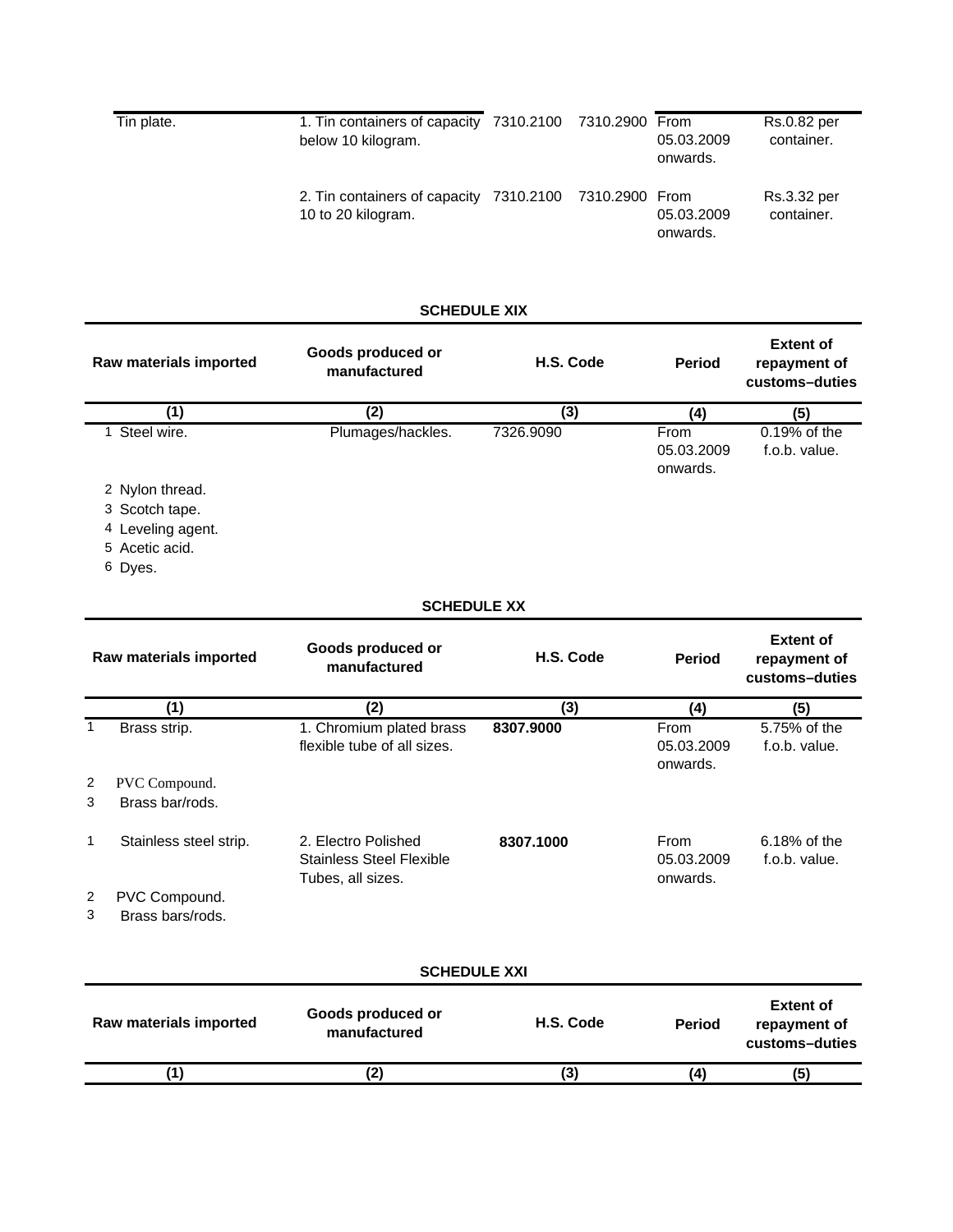| | | | | | |
|---|---|---|---|---|---|
| Tin plate. | 1. Tin containers of capacity below 10 kilogram. | 7310.2100 | 7310.2900 | From 05.03.2009 onwards. | Rs.0.82 per container. |
| | 2. Tin containers of capacity 10 to 20 kilogram. | 7310.2100 | 7310.2900 | From 05.03.2009 onwards. | Rs.3.32 per container. |

**SCHEDULE XIX**

| Raw materials imported | Goods produced or manufactured | H.S. Code | Period | Extent of repayment of customs–duties |
|---|---|---|---|---|
| (1) | (2) | (3) | (4) | (5) |
| 1 Steel wire. | Plumages/hackles. | 7326.9090 | From 05.03.2009 onwards. | 0.19% of the f.o.b. value. |
| 2 Nylon thread. | | | | |
| 3 Scotch tape. | | | | |
| 4 Leveling agent. | | | | |
| 5 Acetic acid. | | | | |
| 6 Dyes. | | | | |

**SCHEDULE XX**

| Raw materials imported | Goods produced or manufactured | H.S. Code | Period | Extent of repayment of customs–duties |
|---|---|---|---|---|
| (1) | (2) | (3) | (4) | (5) |
| 1 Brass strip. | 1. Chromium plated brass flexible tube of all sizes. | **8307.9000** | From 05.03.2009 onwards. | 5.75% of the f.o.b. value. |
| 2 PVC Compound. | | | | |
| 3 Brass bar/rods. | | | | |
| 1 Stainless steel strip. | 2. Electro Polished Stainless Steel Flexible Tubes, all sizes. | **8307.1000** | From 05.03.2009 onwards. | 6.18% of the f.o.b. value. |
| 2 PVC Compound. | | | | |
| 3 Brass bars/rods. | | | | |

**SCHEDULE XXI**

| Raw materials imported | Goods produced or manufactured | H.S. Code | Period | Extent of repayment of customs–duties |
|---|---|---|---|---|
| (1) | (2) | (3) | (4) | (5) |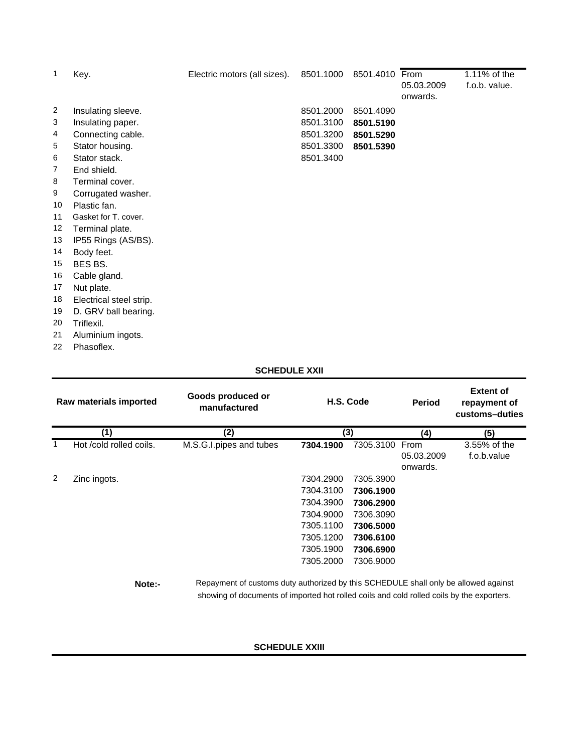| | | | | | | |
|---|---|---|---|---|---|---|
| 1 | Key. | Electric motors (all sizes). | 8501.1000 | 8501.4010 | From 05.03.2009 onwards. | 1.11% of the f.o.b. value. |
| 2 | Insulating sleeve. | | 8501.2000 | 8501.4090 | | |
| 3 | Insulating paper. | | 8501.3100 | **8501.5190** | | |
| 4 | Connecting cable. | | 8501.3200 | **8501.5290** | | |
| 5 | Stator housing. | | 8501.3300 | **8501.5390** | | |
| 6 | Stator stack. | | 8501.3400 | | | |
| 7 | End shield. | | | | | |
| 8 | Terminal cover. | | | | | |
| 9 | Corrugated washer. | | | | | |
| 10 | Plastic fan. | | | | | |
| 11 | Gasket for T. cover. | | | | | |
| 12 | Terminal plate. | | | | | |
| 13 | IP55 Rings (AS/BS). | | | | | |
| 14 | Body feet. | | | | | |
| 15 | BES BS. | | | | | |
| 16 | Cable gland. | | | | | |
| 17 | Nut plate. | | | | | |
| 18 | Electrical steel strip. | | | | | |
| 19 | D. GRV ball bearing. | | | | | |
| 20 | Triflexil. | | | | | |
| 21 | Aluminium ingots. | | | | | |
| 22 | Phasoflex. | | | | | |

## SCHEDULE XXII

| | Raw materials imported | Goods produced or manufactured | H.S. Code | | Period | Extent of repayment of customs–duties |
|---|---|---|---|---|---|---|
| | (1) | (2) | (3) | | (4) | (5) |
| 1 | Hot /cold rolled coils. | M.S.G.I.pipes and tubes | **7304.1900** | 7305.3100 | From 05.03.2009 onwards. | 3.55% of the f.o.b.value |
| 2 | Zinc ingots. | | 7304.2900 | 7305.3900 | | |
| | | | 7304.3100 | **7306.1900** | | |
| | | | 7304.3900 | **7306.2900** | | |
| | | | 7304.9000 | 7306.3090 | | |
| | | | 7305.1100 | **7306.5000** | | |
| | | | 7305.1200 | **7306.6100** | | |
| | | | 7305.1900 | **7306.6900** | | |
| | | | 7305.2000 | 7306.9000 | | |

**Note:-** Repayment of customs duty authorized by this SCHEDULE shall only be allowed against showing of documents of imported hot rolled coils and cold rolled coils by the exporters.

## SCHEDULE XXIII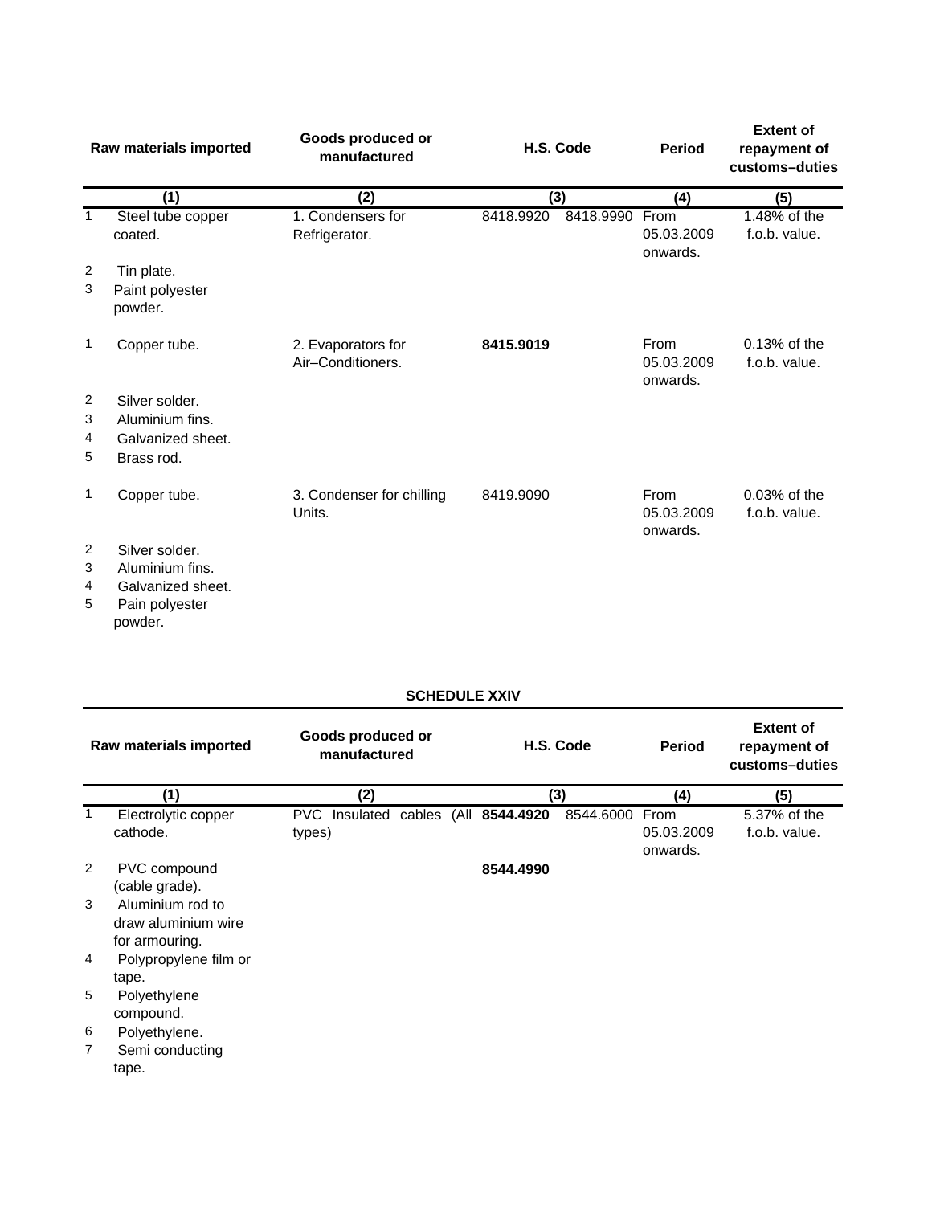| | Raw materials imported | Goods produced or manufactured | H.S. Code | | Period | Extent of repayment of customs–duties |
|---|---|---|---|---|---|---|
| | (1) | (2) | (3) | | (4) | (5) |
| 1 | Steel tube copper coated. | 1. Condensers for Refrigerator. | 8418.9920 | 8418.9990 | From 05.03.2009 onwards. | 1.48% of the f.o.b. value. |
| 2 | Tin plate. | | | | | |
| 3 | Paint polyester powder. | | | | | |
| 1 | Copper tube. | 2. Evaporators for Air–Conditioners. | **8415.9019** | | From 05.03.2009 onwards. | 0.13% of the f.o.b. value. |
| 2 | Silver solder. | | | | | |
| 3 | Aluminium fins. | | | | | |
| 4 | Galvanized sheet. | | | | | |
| 5 | Brass rod. | | | | | |
| 1 | Copper tube. | 3. Condenser for chilling Units. | 8419.9090 | | From 05.03.2009 onwards. | 0.03% of the f.o.b. value. |
| 2 | Silver solder. | | | | | |
| 3 | Aluminium fins. | | | | | |
| 4 | Galvanized sheet. | | | | | |
| 5 | Pain polyester powder. | | | | | |

**SCHEDULE XXIV**

| | Raw materials imported | Goods produced or manufactured | H.S. Code | | Period | Extent of repayment of customs–duties |
|---|---|---|---|---|---|---|
| | (1) | (2) | (3) | | (4) | (5) |
| 1 | Electrolytic copper cathode. | PVC Insulated cables (All types) | **8544.4920** | 8544.6000 | From 05.03.2009 onwards. | 5.37% of the f.o.b. value. |
| 2 | PVC compound (cable grade). | | **8544.4990** | | | |
| 3 | Aluminium rod to draw aluminium wire for armouring. | | | | | |
| 4 | Polypropylene film or tape. | | | | | |
| 5 | Polyethylene compound. | | | | | |
| 6 | Polyethylene. | | | | | |
| 7 | Semi conducting tape. | | | | | |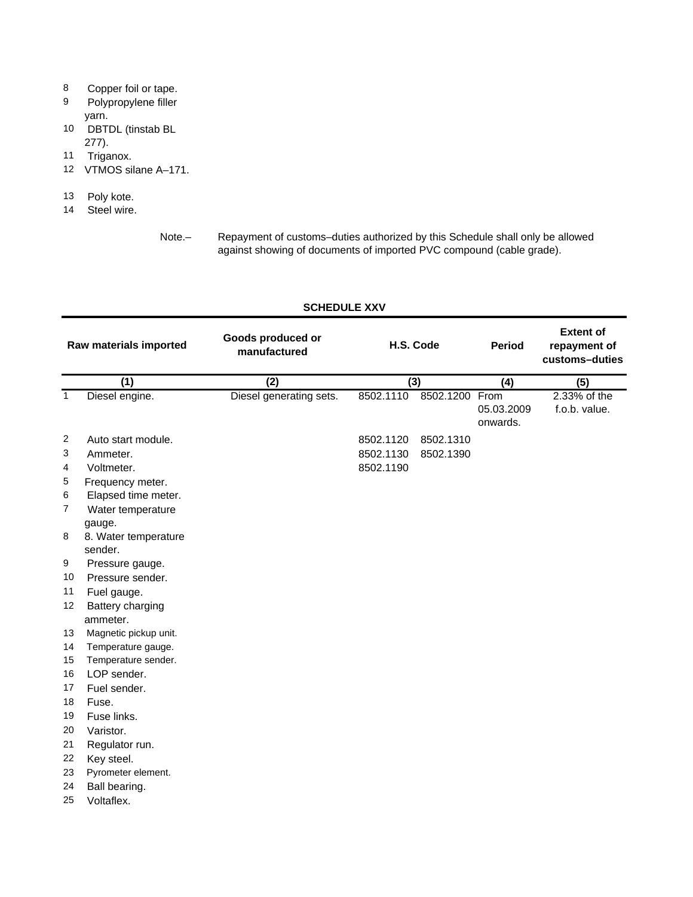| | | | | | |
|---|---|---|---|---|---|
| 8 | Copper foil or tape. | | | | |
| 9 | Polypropylene filler yarn. | | | | |
| 10 | DBTDL (tinstab BL 277). | | | | |
| 11 | Triganox. | | | | |
| 12 | VTMOS silane A–171. | | | | |
| 13 | Poly kote. | | | | |
| 14 | Steel wire. | | | | |

Note.– Repayment of customs–duties authorized by this Schedule shall only be allowed against showing of documents of imported PVC compound (cable grade).

## SCHEDULE XXV

| | Raw materials imported | Goods produced or manufactured | H.S. Code | | Period | Extent of repayment of customs–duties |
|---|---|---|---|---|---|---|
| | (1) | (2) | (3) | | (4) | (5) |
| 1 | Diesel engine. | Diesel generating sets. | 8502.1110 | 8502.1200 | From 05.03.2009 onwards. | 2.33% of the f.o.b. value. |
| 2 | Auto start module. | | 8502.1120 | 8502.1310 | | |
| 3 | Ammeter. | | 8502.1130 | 8502.1390 | | |
| 4 | Voltmeter. | | 8502.1190 | | | |
| 5 | Frequency meter. | | | | | |
| 6 | Elapsed time meter. | | | | | |
| 7 | Water temperature gauge. | | | | | |
| 8 | 8. Water temperature sender. | | | | | |
| 9 | Pressure gauge. | | | | | |
| 10 | Pressure sender. | | | | | |
| 11 | Fuel gauge. | | | | | |
| 12 | Battery charging ammeter. | | | | | |
| 13 | Magnetic pickup unit. | | | | | |
| 14 | Temperature gauge. | | | | | |
| 15 | Temperature sender. | | | | | |
| 16 | LOP sender. | | | | | |
| 17 | Fuel sender. | | | | | |
| 18 | Fuse. | | | | | |
| 19 | Fuse links. | | | | | |
| 20 | Varistor. | | | | | |
| 21 | Regulator run. | | | | | |
| 22 | Key steel. | | | | | |
| 23 | Pyrometer element. | | | | | |
| 24 | Ball bearing. | | | | | |
| 25 | Voltaflex. | | | | | |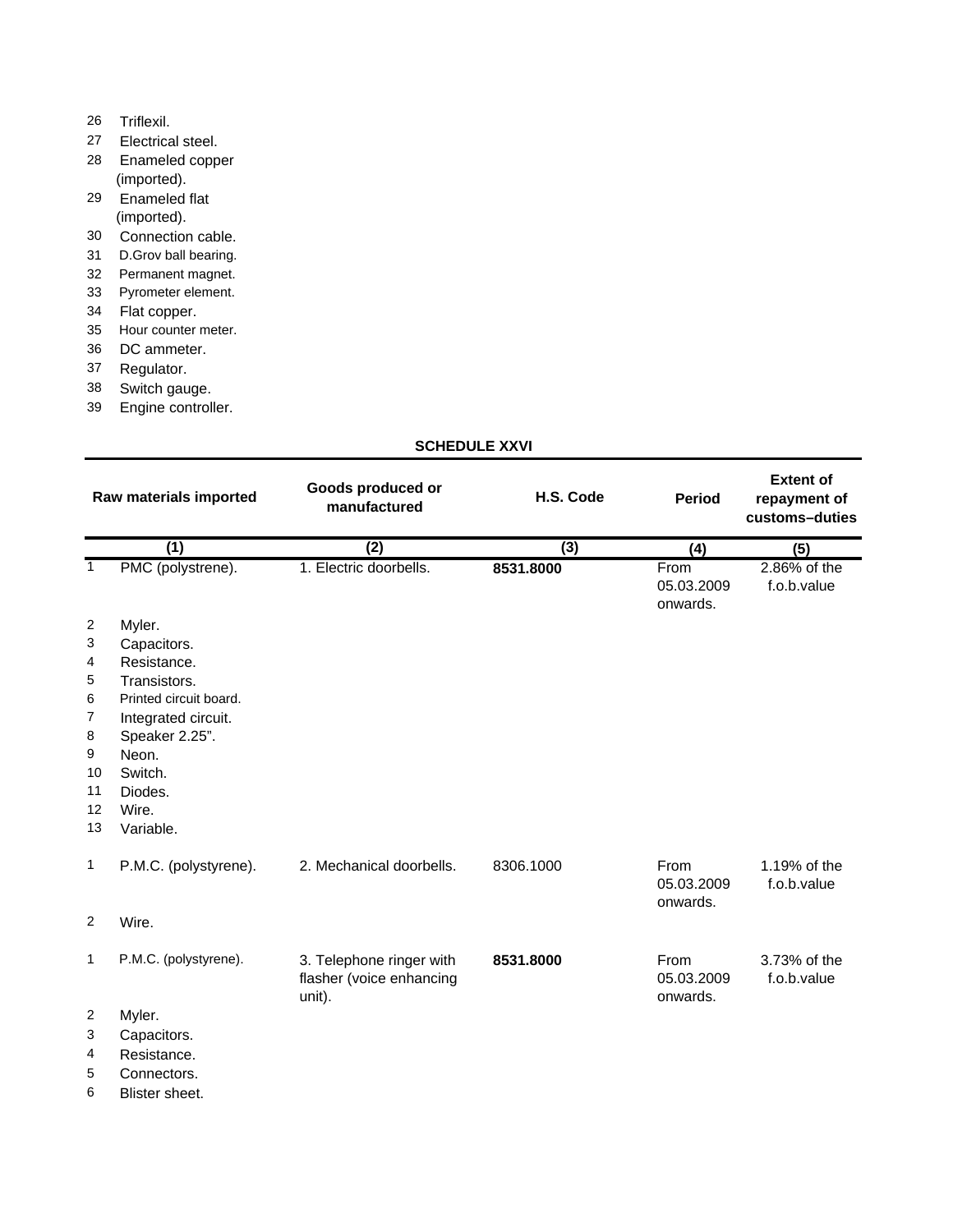26 Triflexil.
27 Electrical steel.
28 Enameled copper (imported).
29 Enameled flat (imported).
30 Connection cable.
31 D.Grov ball bearing.
32 Permanent magnet.
33 Pyrometer element.
34 Flat copper.
35 Hour counter meter.
36 DC ammeter.
37 Regulator.
38 Switch gauge.
39 Engine controller.

**SCHEDULE XXVI**

| | Raw materials imported | Goods produced or manufactured | H.S. Code | Period | Extent of repayment of customs–duties |
|---|---|---|---|---|---|
| | (1) | (2) | (3) | (4) | (5) |
| 1 | PMC (polystrene). | 1. Electric doorbells. | **8531.8000** | From 05.03.2009 onwards. | 2.86% of the f.o.b.value |
| 2 | Myler. | | | | |
| 3 | Capacitors. | | | | |
| 4 | Resistance. | | | | |
| 5 | Transistors. | | | | |
| 6 | Printed circuit board. | | | | |
| 7 | Integrated circuit. | | | | |
| 8 | Speaker 2.25". | | | | |
| 9 | Neon. | | | | |
| 10 | Switch. | | | | |
| 11 | Diodes. | | | | |
| 12 | Wire. | | | | |
| 13 | Variable. | | | | |
| 1 | P.M.C. (polystyrene). | 2. Mechanical doorbells. | 8306.1000 | From 05.03.2009 onwards. | 1.19% of the f.o.b.value |
| 2 | Wire. | | | | |
| 1 | P.M.C. (polystyrene). | 3. Telephone ringer with flasher (voice enhancing unit). | **8531.8000** | From 05.03.2009 onwards. | 3.73% of the f.o.b.value |
| 2 | Myler. | | | | |
| 3 | Capacitors. | | | | |
| 4 | Resistance. | | | | |
| 5 | Connectors. | | | | |
| 6 | Blister sheet. | | | | |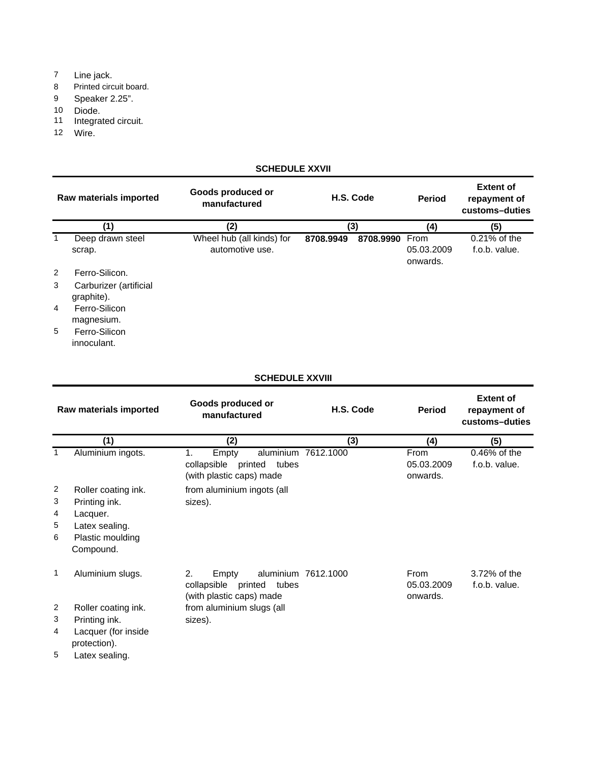7 Line jack.
8 Printed circuit board.
9 Speaker 2.25".
10 Diode.
11 Integrated circuit.
12 Wire.

**SCHEDULE XXVII**

| Raw materials imported | Goods produced or manufactured | H.S. Code | Period | Extent of repayment of customs–duties |
|---|---|---|---|---|
| (1) | (2) | (3) | (4) | (5) |
| 1 Deep drawn steel scrap. | Wheel hub (all kinds) for automotive use. | **8708.9949 8708.9990** | From 05.03.2009 onwards. | 0.21% of the f.o.b. value. |
| 2 Ferro-Silicon. | | | | |
| 3 Carburizer (artificial graphite). | | | | |
| 4 Ferro-Silicon magnesium. | | | | |
| 5 Ferro-Silicon innoculant. | | | | |

**SCHEDULE XXVIII**

| Raw materials imported | Goods produced or manufactured | H.S. Code | Period | Extent of repayment of customs–duties |
|---|---|---|---|---|
| (1) | (2) | (3) | (4) | (5) |
| 1 Aluminium ingots. | 1. Empty aluminium collapsible printed tubes (with plastic caps) made | 7612.1000 | From 05.03.2009 onwards. | 0.46% of the f.o.b. value. |
| 2 Roller coating ink. | from aluminium ingots (all | | | |
| 3 Printing ink. | sizes). | | | |
| 4 Lacquer. | | | | |
| 5 Latex sealing. | | | | |
| 6 Plastic moulding Compound. | | | | |
| 1 Aluminium slugs. | 2. Empty aluminium collapsible printed tubes (with plastic caps) made | 7612.1000 | From 05.03.2009 onwards. | 3.72% of the f.o.b. value. |
| 2 Roller coating ink. | from aluminium slugs (all | | | |
| 3 Printing ink. | sizes). | | | |
| 4 Lacquer (for inside protection). | | | | |
| 5 Latex sealing. | | | | |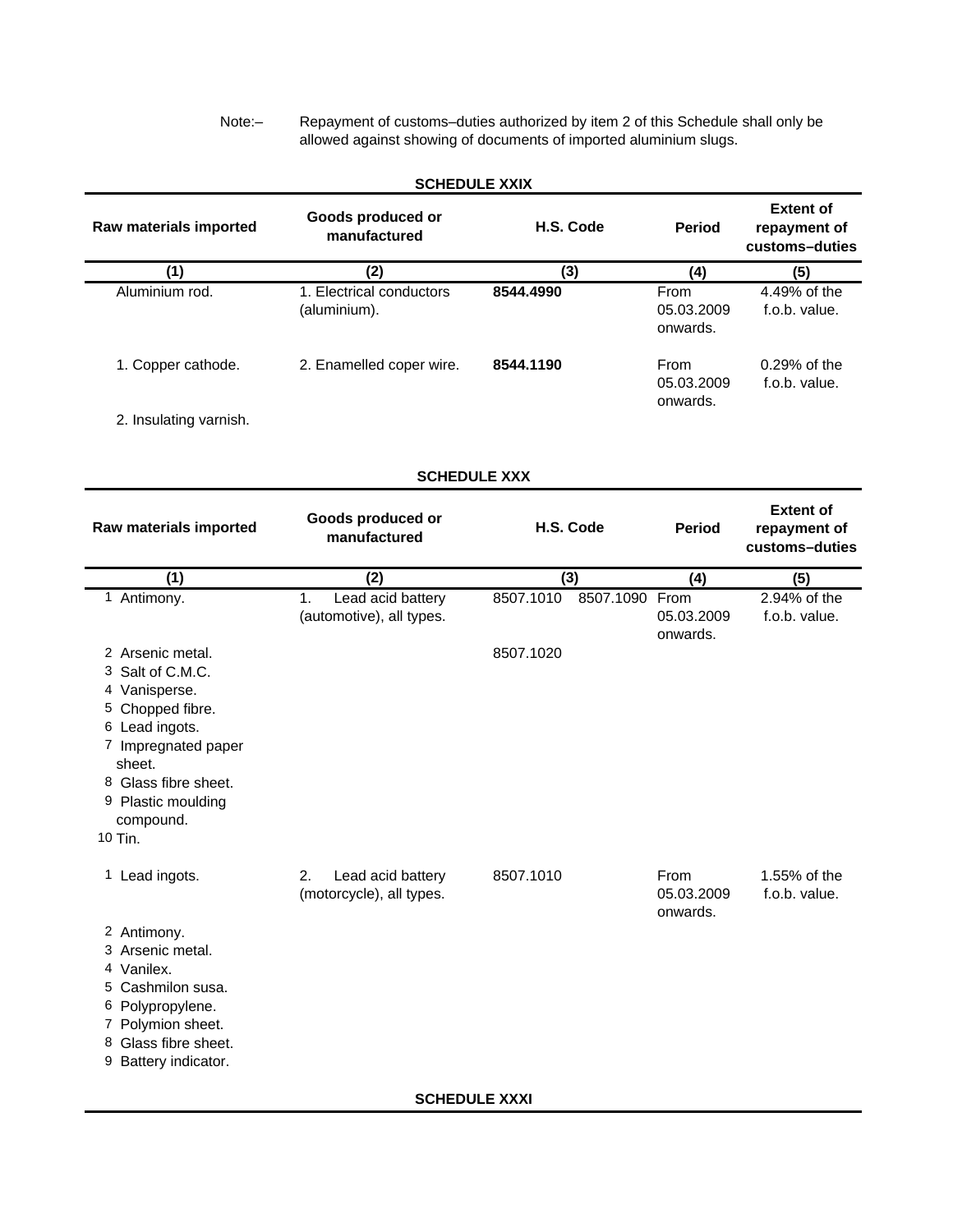Note:– Repayment of customs–duties authorized by item 2 of this Schedule shall only be allowed against showing of documents of imported aluminium slugs.

**SCHEDULE XXIX**

| Raw materials imported | Goods produced or manufactured | H.S. Code | Period | Extent of repayment of customs–duties |
|---|---|---|---|---|
| (1) | (2) | (3) | (4) | (5) |
| Aluminium rod. | 1. Electrical conductors (aluminium). | **8544.4990** | From 05.03.2009 onwards. | 4.49% of the f.o.b. value. |
| 1. Copper cathode.<br>2. Insulating varnish. | 2. Enamelled coper wire. | **8544.1190** | From 05.03.2009 onwards. | 0.29% of the f.o.b. value. |

**SCHEDULE XXX**

| Raw materials imported | Goods produced or manufactured | H.S. Code | Period | Extent of repayment of customs–duties |
|---|---|---|---|---|
| (1) | (2) | (3) | (4) | (5) |
| 1 Antimony.<br>2 Arsenic metal.<br>3 Salt of C.M.C.<br>4 Vanisperse.<br>5 Chopped fibre.<br>6 Lead ingots.<br>7 Impregnated paper sheet.<br>8 Glass fibre sheet.<br>9 Plastic moulding compound.<br>10 Tin. | 1. Lead acid battery (automotive), all types. | 8507.1010 8507.1090<br>8507.1020 | From 05.03.2009 onwards. | 2.94% of the f.o.b. value. |
| 1 Lead ingots.<br>2 Antimony.<br>3 Arsenic metal.<br>4 Vanilex.<br>5 Cashmilon susa.<br>6 Polypropylene.<br>7 Polymion sheet.<br>8 Glass fibre sheet.<br>9 Battery indicator. | 2. Lead acid battery (motorcycle), all types. | 8507.1010 | From 05.03.2009 onwards. | 1.55% of the f.o.b. value. |

**SCHEDULE XXXI**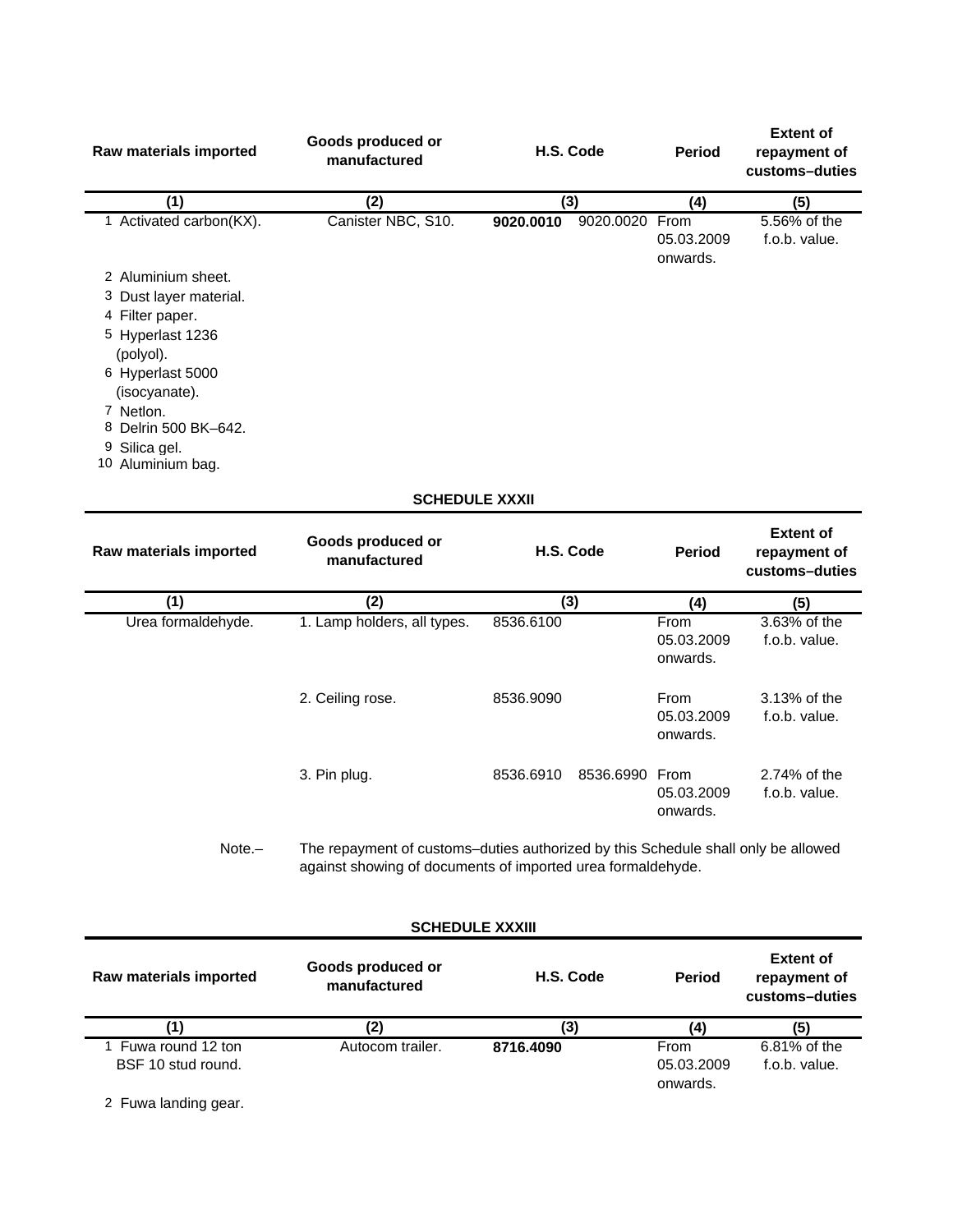| Raw materials imported | Goods produced or manufactured | H.S. Code | | Period | Extent of repayment of customs–duties |
|---|---|---|---|---|---|
| (1) | (2) | (3) | | (4) | (5) |
| 1 Activated carbon(KX). | Canister NBC, S10. | **9020.0010** | 9020.0020 | From 05.03.2009 onwards. | 5.56% of the f.o.b. value. |
| 2 Aluminium sheet. | | | | | |
| 3 Dust layer material. | | | | | |
| 4 Filter paper. | | | | | |
| 5 Hyperlast 1236 (polyol). | | | | | |
| 6 Hyperlast 5000 (isocyanate). | | | | | |
| 7 Netlon. | | | | | |
| 8 Delrin 500 BK–642. | | | | | |
| 9 Silica gel. | | | | | |
| 10 Aluminium bag. | | | | | |

**SCHEDULE XXXII**

| Raw materials imported | Goods produced or manufactured | H.S. Code | | Period | Extent of repayment of customs–duties |
|---|---|---|---|---|---|
| (1) | (2) | (3) | | (4) | (5) |
| Urea formaldehyde. | 1. Lamp holders, all types. | 8536.6100 | | From 05.03.2009 onwards. | 3.63% of the f.o.b. value. |
| | 2. Ceiling rose. | 8536.9090 | | From 05.03.2009 onwards. | 3.13% of the f.o.b. value. |
| | 3. Pin plug. | 8536.6910 | 8536.6990 | From 05.03.2009 onwards. | 2.74% of the f.o.b. value. |

Note.– The repayment of customs–duties authorized by this Schedule shall only be allowed against showing of documents of imported urea formaldehyde.

**SCHEDULE XXXIII**

| Raw materials imported | Goods produced or manufactured | H.S. Code | Period | Extent of repayment of customs–duties |
|---|---|---|---|---|
| (1) | (2) | (3) | (4) | (5) |
| 1 Fuwa round 12 ton BSF 10 stud round. | Autocom trailer. | **8716.4090** | From 05.03.2009 onwards. | 6.81% of the f.o.b. value. |
| 2 Fuwa landing gear. | | | | |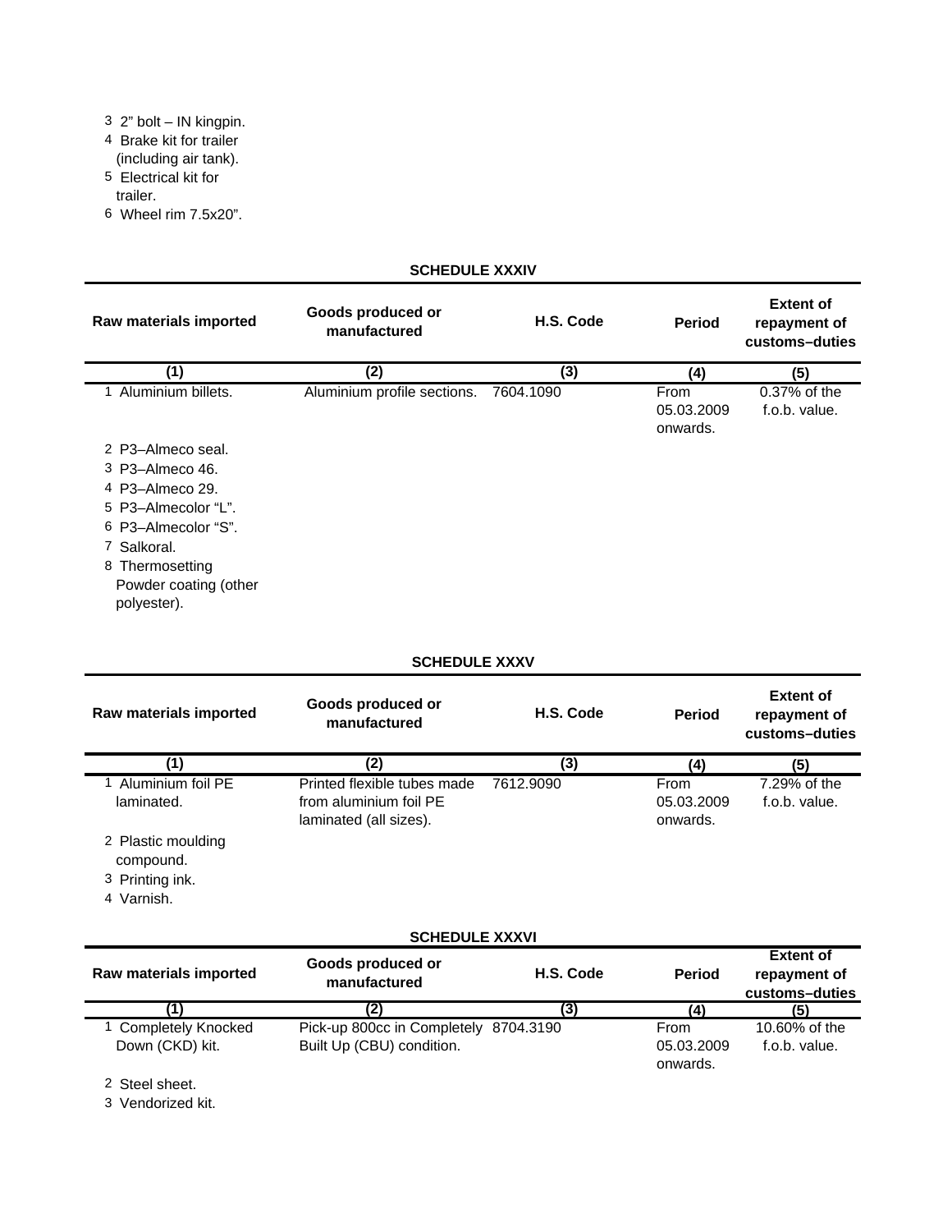| Raw materials imported | Goods produced or manufactured | H.S. Code | Period | Extent of repayment of customs–duties |
|---|---|---|---|---|
| 3 2" bolt – IN kingpin. | | | | |
| 4 Brake kit for trailer (including air tank). | | | | |
| 5 Electrical kit for trailer. | | | | |
| 6 Wheel rim 7.5x20". | | | | |

## SCHEDULE XXXIV

| Raw materials imported | Goods produced or manufactured | H.S. Code | Period | Extent of repayment of customs–duties |
|---|---|---|---|---|
| (1) | (2) | (3) | (4) | (5) |
| 1 Aluminium billets. | Aluminium profile sections. | 7604.1090 | From 05.03.2009 onwards. | 0.37% of the f.o.b. value. |
| 2 P3–Almeco seal. | | | | |
| 3 P3–Almeco 46. | | | | |
| 4 P3–Almeco 29. | | | | |
| 5 P3–Almecolor "L". | | | | |
| 6 P3–Almecolor "S". | | | | |
| 7 Salkoral. | | | | |
| 8 Thermosetting Powder coating (other polyester). | | | | |

## SCHEDULE XXXV

| Raw materials imported | Goods produced or manufactured | H.S. Code | Period | Extent of repayment of customs–duties |
|---|---|---|---|---|
| (1) | (2) | (3) | (4) | (5) |
| 1 Aluminium foil PE laminated. | Printed flexible tubes made from aluminium foil PE laminated (all sizes). | 7612.9090 | From 05.03.2009 onwards. | 7.29% of the f.o.b. value. |
| 2 Plastic moulding compound. | | | | |
| 3 Printing ink. | | | | |
| 4 Varnish. | | | | |

## SCHEDULE XXXVI

| Raw materials imported | Goods produced or manufactured | H.S. Code | Period | Extent of repayment of customs–duties |
|---|---|---|---|---|
| (1) | (2) | (3) | (4) | (5) |
| 1 Completely Knocked Down (CKD) kit. | Pick-up 800cc in Completely Built Up (CBU) condition. | 8704.3190 | From 05.03.2009 onwards. | 10.60% of the f.o.b. value. |
| 2 Steel sheet. | | | | |
| 3 Vendorized kit. | | | | |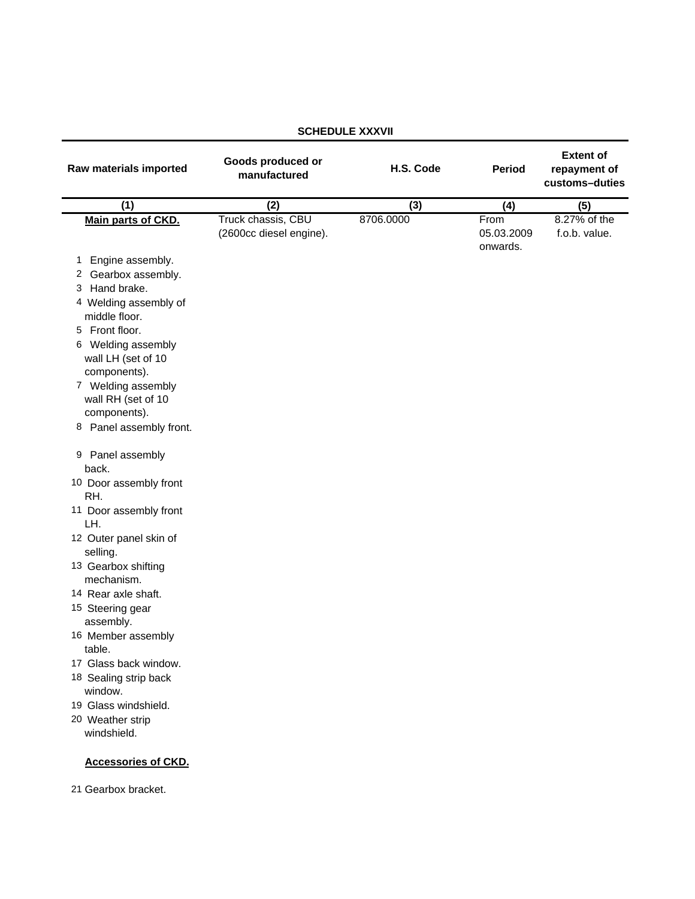**SCHEDULE XXXVII**

| Raw materials imported | Goods produced or manufactured | H.S. Code | Period | Extent of repayment of customs–duties |
|---|---|---|---|---|
| (1) | (2) | (3) | (4) | (5) |
| **Main parts of CKD.** | Truck chassis, CBU (2600cc diesel engine). | 8706.0000 | From 05.03.2009 onwards. | 8.27% of the f.o.b. value. |
| 1 Engine assembly. | | | | |
| 2 Gearbox assembly. | | | | |
| 3 Hand brake. | | | | |
| 4 Welding assembly of middle floor. | | | | |
| 5 Front floor. | | | | |
| 6 Welding assembly wall LH (set of 10 components). | | | | |
| 7 Welding assembly wall RH (set of 10 components). | | | | |
| 8 Panel assembly front. | | | | |
| 9 Panel assembly back. | | | | |
| 10 Door assembly front RH. | | | | |
| 11 Door assembly front LH. | | | | |
| 12 Outer panel skin of selling. | | | | |
| 13 Gearbox shifting mechanism. | | | | |
| 14 Rear axle shaft. | | | | |
| 15 Steering gear assembly. | | | | |
| 16 Member assembly table. | | | | |
| 17 Glass back window. | | | | |
| 18 Sealing strip back window. | | | | |
| 19 Glass windshield. | | | | |
| 20 Weather strip windshield. | | | | |
| **Accessories of CKD.** | | | | |
| 21 Gearbox bracket. | | | | |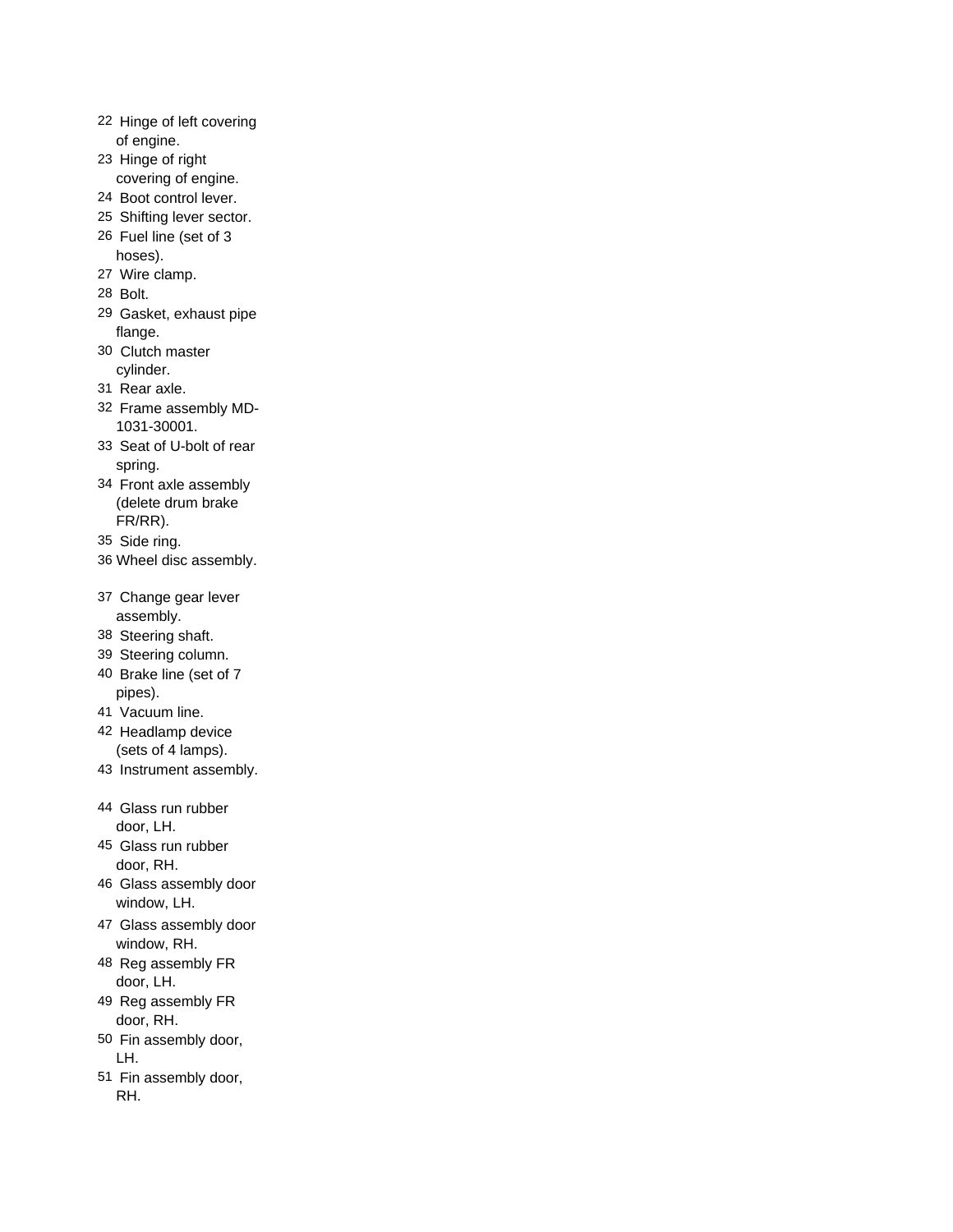22 Hinge of left covering of engine.

23 Hinge of right covering of engine.

24 Boot control lever.

25 Shifting lever sector.

26 Fuel line (set of 3 hoses).

27 Wire clamp.

28 Bolt.

29 Gasket, exhaust pipe flange.

30 Clutch master cylinder.

31 Rear axle.

32 Frame assembly MD-1031-30001.

33 Seat of U-bolt of rear spring.

34 Front axle assembly (delete drum brake FR/RR).

35 Side ring.

36 Wheel disc assembly.

37 Change gear lever assembly.

38 Steering shaft.

39 Steering column.

40 Brake line (set of 7 pipes).

41 Vacuum line.

42 Headlamp device (sets of 4 lamps).

43 Instrument assembly.

44 Glass run rubber door, LH.

45 Glass run rubber door, RH.

46 Glass assembly door window, LH.

47 Glass assembly door window, RH.

48 Reg assembly FR door, LH.

49 Reg assembly FR door, RH.

50 Fin assembly door, LH.

51 Fin assembly door, RH.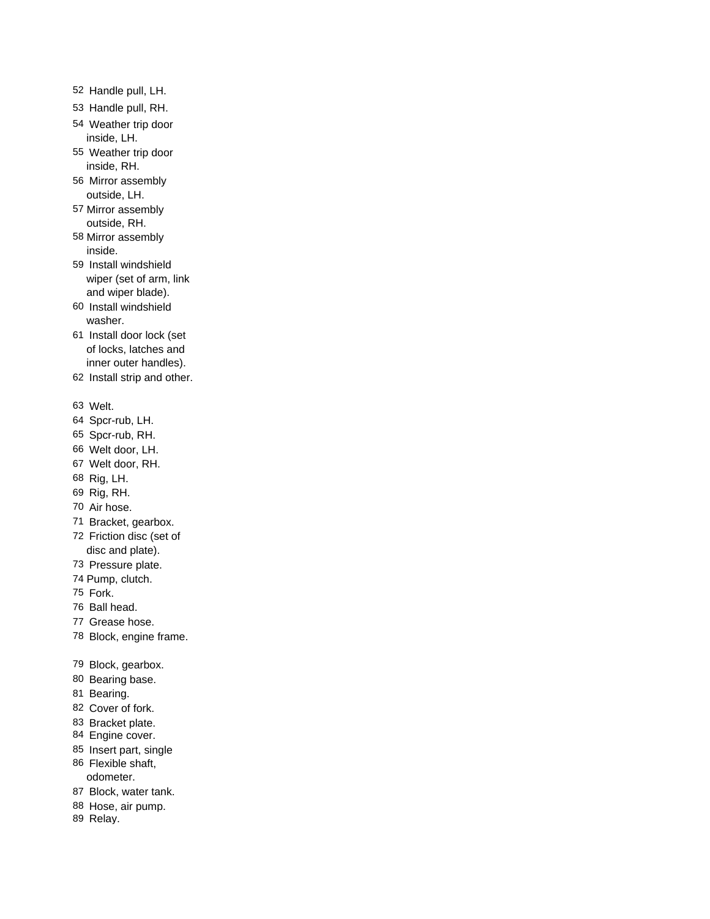52 Handle pull, LH.

53 Handle pull, RH.

54 Weather trip door inside, LH.

55 Weather trip door inside, RH.

56 Mirror assembly outside, LH.

57 Mirror assembly outside, RH.

58 Mirror assembly inside.

59 Install windshield wiper (set of arm, link and wiper blade).

60 Install windshield washer.

61 Install door lock (set of locks, latches and inner outer handles).

62 Install strip and other.

63 Welt.

64 Spcr-rub, LH.

65 Spcr-rub, RH.

66 Welt door, LH.

67 Welt door, RH.

68 Rig, LH.

69 Rig, RH.

70 Air hose.

71 Bracket, gearbox.

72 Friction disc (set of disc and plate).

73 Pressure plate.

74 Pump, clutch.

75 Fork.

76 Ball head.

77 Grease hose.

78 Block, engine frame.

79 Block, gearbox.

80 Bearing base.

81 Bearing.

82 Cover of fork.

83 Bracket plate.

84 Engine cover.

85 Insert part, single

86 Flexible shaft, odometer.

87 Block, water tank.

88 Hose, air pump.

89 Relay.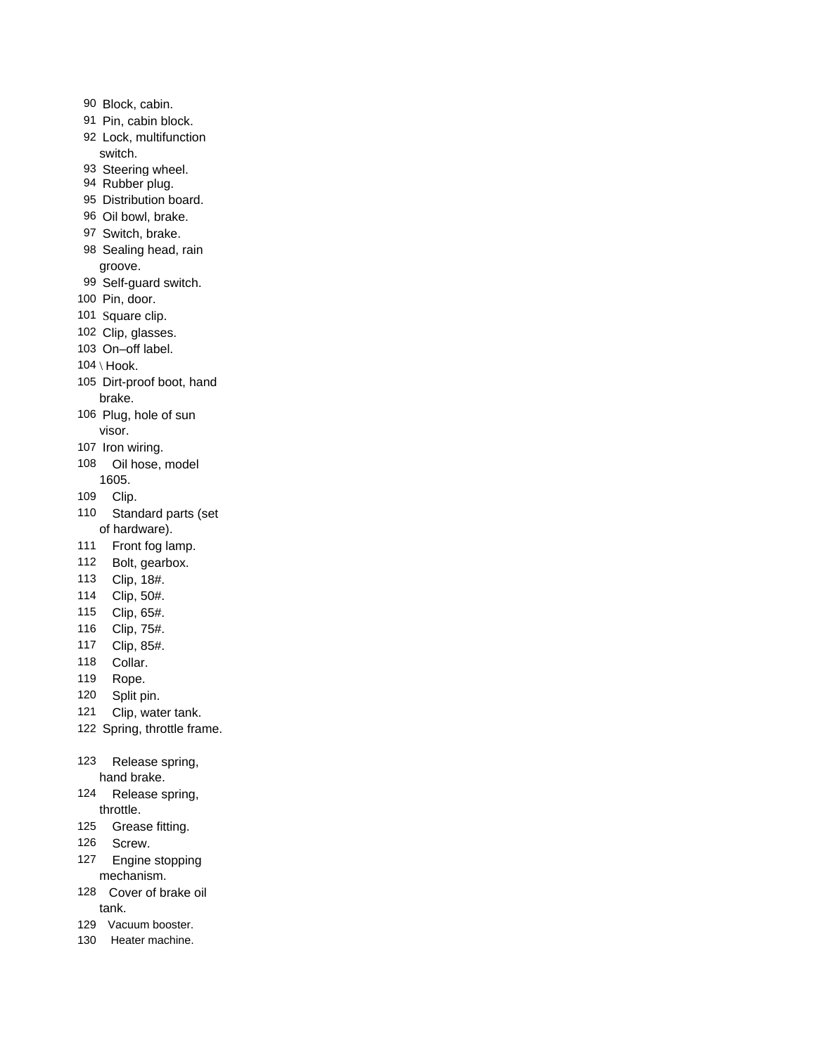90 Block, cabin.
91 Pin, cabin block.
92 Lock, multifunction switch.
93 Steering wheel.
94 Rubber plug.
95 Distribution board.
96 Oil bowl, brake.
97 Switch, brake.
98 Sealing head, rain groove.
99 Self-guard switch.
100 Pin, door.
101 Square clip.
102 Clip, glasses.
103 On–off label.
104 \ Hook.
105 Dirt-proof boot, hand brake.
106 Plug, hole of sun visor.
107 Iron wiring.
108 Oil hose, model 1605.
109 Clip.
110 Standard parts (set of hardware).
111 Front fog lamp.
112 Bolt, gearbox.
113 Clip, 18#.
114 Clip, 50#.
115 Clip, 65#.
116 Clip, 75#.
117 Clip, 85#.
118 Collar.
119 Rope.
120 Split pin.
121 Clip, water tank.
122 Spring, throttle frame.

123 Release spring, hand brake.
124 Release spring, throttle.
125 Grease fitting.
126 Screw.
127 Engine stopping mechanism.
128 Cover of brake oil tank.
129 Vacuum booster.
130 Heater machine.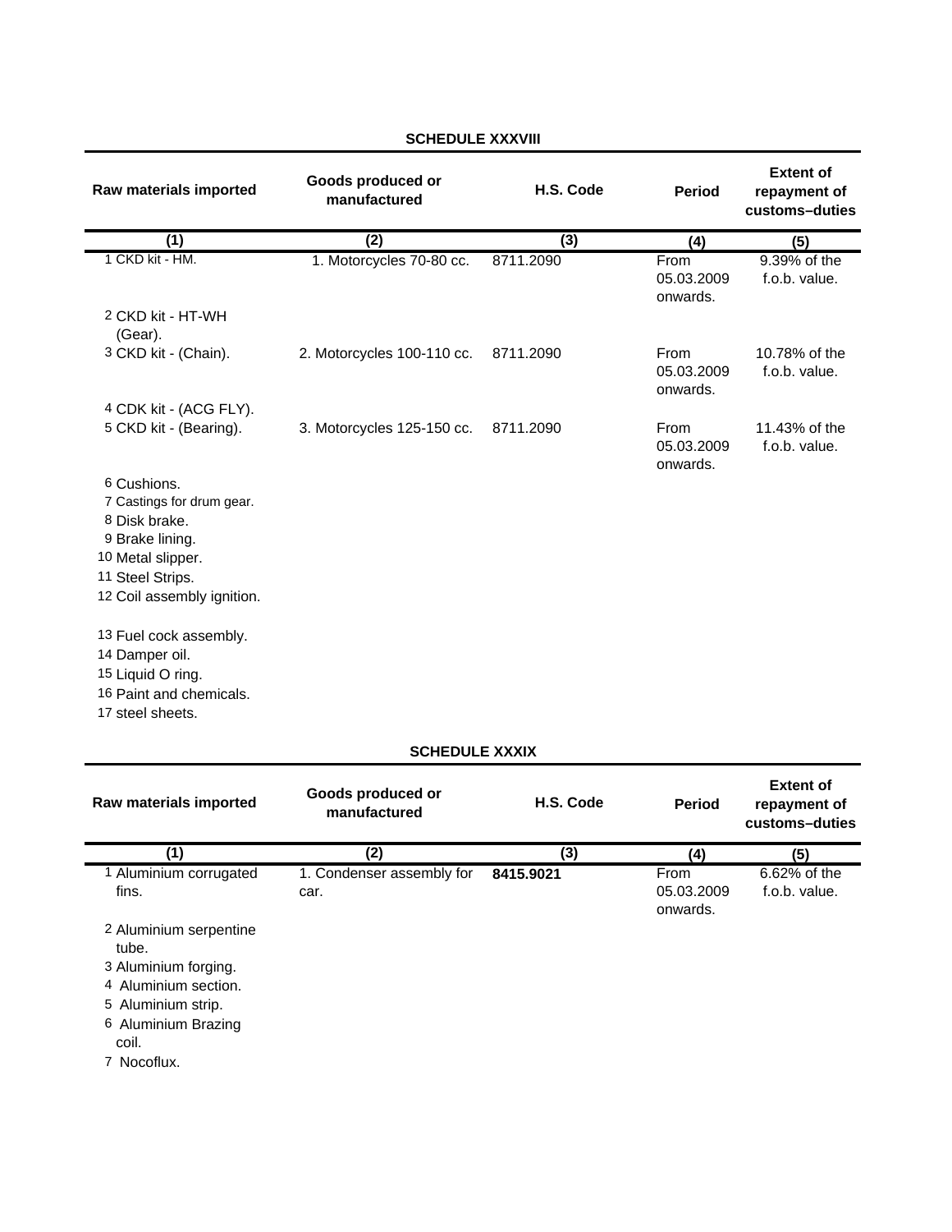## SCHEDULE XXXVIII

| Raw materials imported | Goods produced or manufactured | H.S. Code | Period | Extent of repayment of customs–duties |
|---|---|---|---|---|
| (1) | (2) | (3) | (4) | (5) |
| 1 CKD kit - HM. | 1. Motorcycles 70-80 cc. | 8711.2090 | From 05.03.2009 onwards. | 9.39% of the f.o.b. value. |
| 2 CKD kit - HT-WH (Gear). | | | | |
| 3 CKD kit - (Chain). | 2. Motorcycles 100-110 cc. | 8711.2090 | From 05.03.2009 onwards. | 10.78% of the f.o.b. value. |
| 4 CDK kit - (ACG FLY). | | | | |
| 5 CKD kit - (Bearing). | 3. Motorcycles 125-150 cc. | 8711.2090 | From 05.03.2009 onwards. | 11.43% of the f.o.b. value. |
| 6 Cushions. | | | | |
| 7 Castings for drum gear. | | | | |
| 8 Disk brake. | | | | |
| 9 Brake lining. | | | | |
| 10 Metal slipper. | | | | |
| 11 Steel Strips. | | | | |
| 12 Coil assembly ignition. | | | | |
| 13 Fuel cock assembly. | | | | |
| 14 Damper oil. | | | | |
| 15 Liquid O ring. | | | | |
| 16 Paint and chemicals. | | | | |
| 17 steel sheets. | | | | |

## SCHEDULE XXXIX

| Raw materials imported | Goods produced or manufactured | H.S. Code | Period | Extent of repayment of customs–duties |
|---|---|---|---|---|
| (1) | (2) | (3) | (4) | (5) |
| 1 Aluminium corrugated fins. | 1. Condenser assembly for car. | **8415.9021** | From 05.03.2009 onwards. | 6.62% of the f.o.b. value. |
| 2 Aluminium serpentine tube. | | | | |
| 3 Aluminium forging. | | | | |
| 4 Aluminium section. | | | | |
| 5 Aluminium strip. | | | | |
| 6 Aluminium Brazing coil. | | | | |
| 7 Nocoflux. | | | | |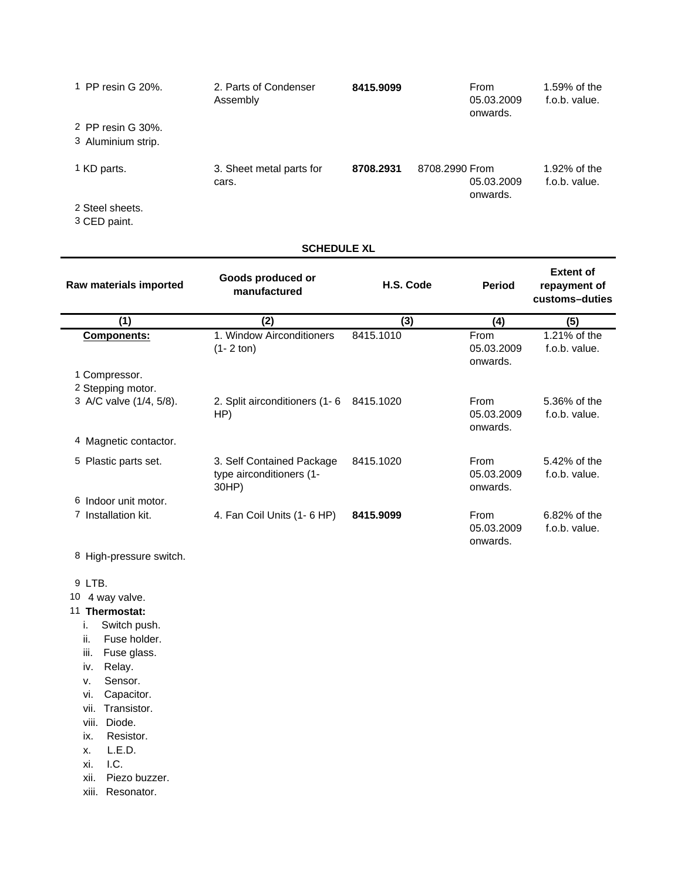| Raw materials imported | Goods produced or manufactured | H.S. Code | Period | Extent of repayment of customs–duties |
|---|---|---|---|---|
| 1 PP resin G 20%. | 2. Parts of Condenser Assembly | **8415.9099** | From 05.03.2009 onwards. | 1.59% of the f.o.b. value. |
| 2 PP resin G 30%. | | | | |
| 3 Aluminium strip. | | | | |
| 1 KD parts. | 3. Sheet metal parts for cars. | **8708.2931** 8708.2990 | From 05.03.2009 onwards. | 1.92% of the f.o.b. value. |
| 2 Steel sheets. | | | | |
| 3 CED paint. | | | | |

**SCHEDULE XL**

| Raw materials imported | Goods produced or manufactured | H.S. Code | Period | Extent of repayment of customs–duties |
|---|---|---|---|---|
| (1) | (2) | (3) | (4) | (5) |
| **Components:** | 1. Window Airconditioners (1- 2 ton) | 8415.1010 | From 05.03.2009 onwards. | 1.21% of the f.o.b. value. |
| 1 Compressor. | | | | |
| 2 Stepping motor. | | | | |
| 3 A/C valve (1/4, 5/8). | 2. Split airconditioners (1- 6 HP) | 8415.1020 | From 05.03.2009 onwards. | 5.36% of the f.o.b. value. |
| 4 Magnetic contactor. | | | | |
| 5 Plastic parts set. | 3. Self Contained Package type airconditioners (1- 30HP) | 8415.1020 | From 05.03.2009 onwards. | 5.42% of the f.o.b. value. |
| 6 Indoor unit motor. | | | | |
| 7 Installation kit. | 4. Fan Coil Units (1- 6 HP) | **8415.9099** | From 05.03.2009 onwards. | 6.82% of the f.o.b. value. |
| 8 High-pressure switch. | | | | |
| 9 LTB. | | | | |
| 10 4 way valve. | | | | |
| 11 **Thermostat:** | | | | |
| i. Switch push. | | | | |
| ii. Fuse holder. | | | | |
| iii. Fuse glass. | | | | |
| iv. Relay. | | | | |
| v. Sensor. | | | | |
| vi. Capacitor. | | | | |
| vii. Transistor. | | | | |
| viii. Diode. | | | | |
| ix. Resistor. | | | | |
| x. L.E.D. | | | | |
| xi. I.C. | | | | |
| xii. Piezo buzzer. | | | | |
| xiii. Resonator. | | | | |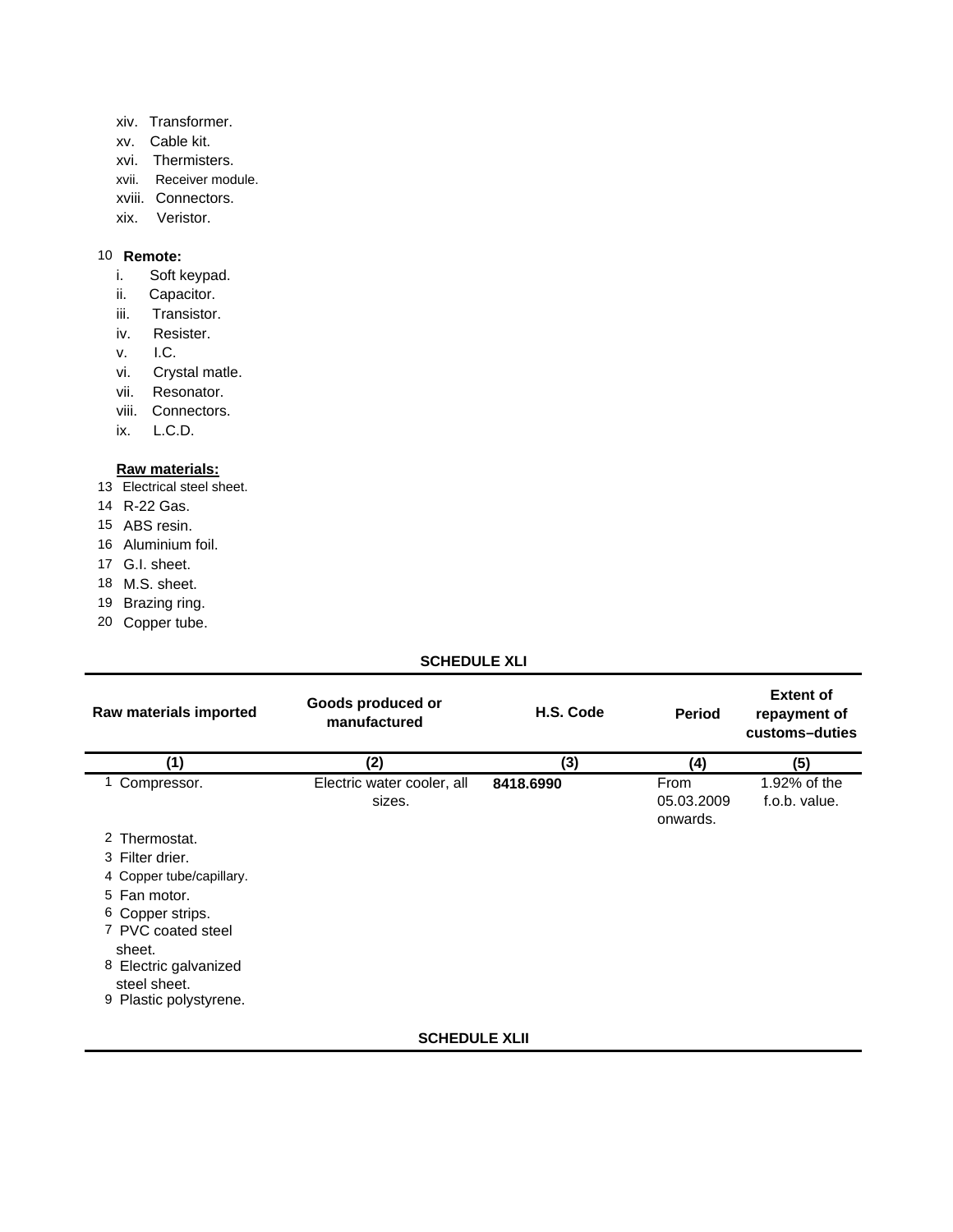xiv. Transformer.
xv. Cable kit.
xvi. Thermisters.
xvii. Receiver module.
xviii. Connectors.
xix. Veristor.

10 **Remote:**

i. Soft keypad.
ii. Capacitor.
iii. Transistor.
iv. Resister.
v. I.C.
vi. Crystal matle.
vii. Resonator.
viii. Connectors.
ix. L.C.D.

**Raw materials:**

13 Electrical steel sheet.
14 R-22 Gas.
15 ABS resin.
16 Aluminium foil.
17 G.I. sheet.
18 M.S. sheet.
19 Brazing ring.
20 Copper tube.

**SCHEDULE XLI**

| Raw materials imported | Goods produced or manufactured | H.S. Code | Period | Extent of repayment of customs–duties |
|---|---|---|---|---|
| (1) | (2) | (3) | (4) | (5) |
| 1 Compressor. | Electric water cooler, all sizes. | **8418.6990** | From 05.03.2009 onwards. | 1.92% of the f.o.b. value. |
| 2 Thermostat. | | | | |
| 3 Filter drier. | | | | |
| 4 Copper tube/capillary. | | | | |
| 5 Fan motor. | | | | |
| 6 Copper strips. | | | | |
| 7 PVC coated steel sheet. | | | | |
| 8 Electric galvanized steel sheet. | | | | |
| 9 Plastic polystyrene. | | | | |

**SCHEDULE XLII**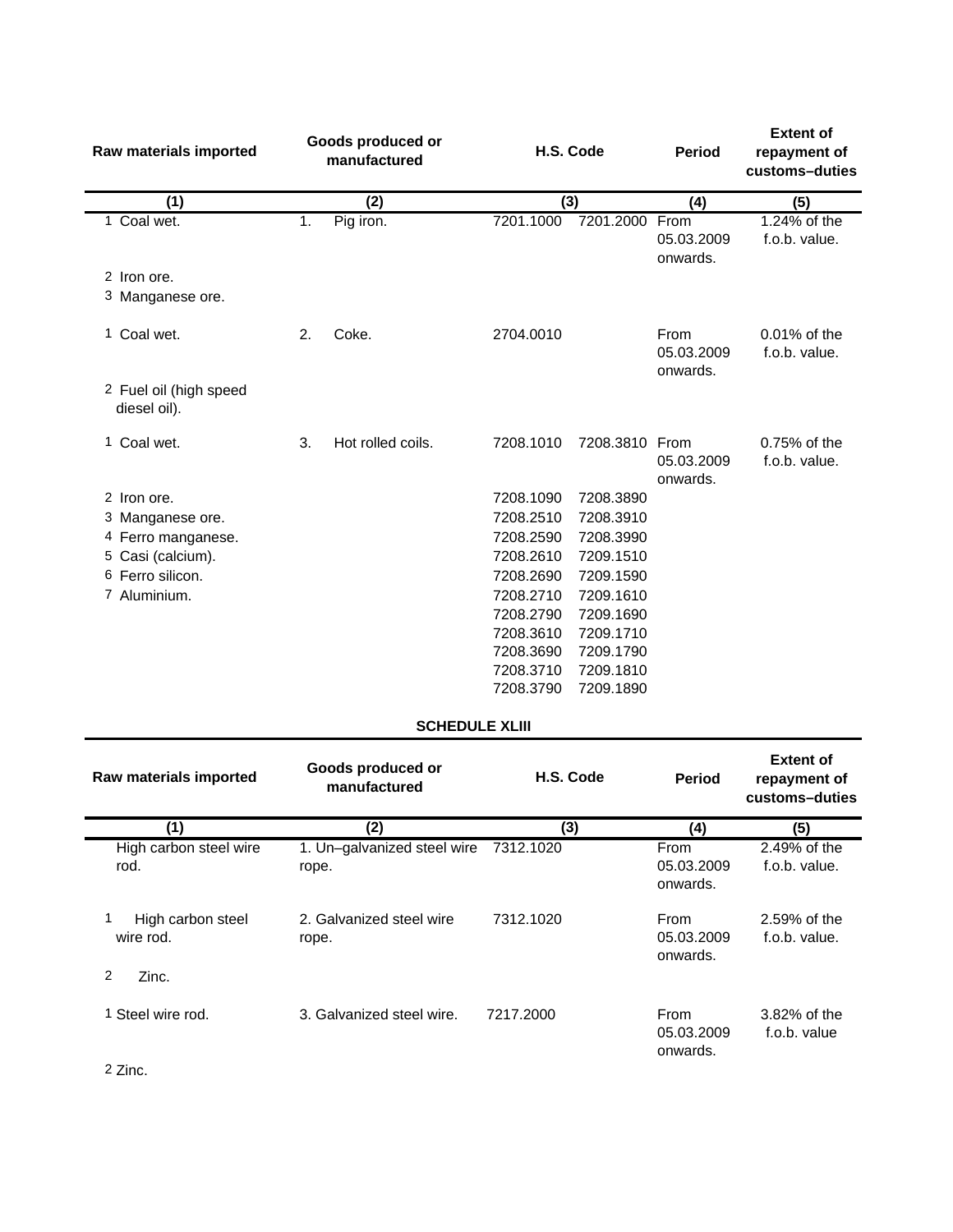| Raw materials imported | Goods produced or manufactured | H.S. Code | | Period | Extent of repayment of customs–duties |
|---|---|---|---|---|---|
| (1) | (2) | (3) | | (4) | (5) |
| 1 Coal wet. | 1. Pig iron. | 7201.1000 | 7201.2000 | From 05.03.2009 onwards. | 1.24% of the f.o.b. value. |
| 2 Iron ore. | | | | | |
| 3 Manganese ore. | | | | | |
| 1 Coal wet. | 2. Coke. | 2704.0010 | | From 05.03.2009 onwards. | 0.01% of the f.o.b. value. |
| 2 Fuel oil (high speed diesel oil). | | | | | |
| 1 Coal wet. | 3. Hot rolled coils. | 7208.1010 | 7208.3810 | From 05.03.2009 onwards. | 0.75% of the f.o.b. value. |
| 2 Iron ore. | | 7208.1090 | 7208.3890 | | |
| 3 Manganese ore. | | 7208.2510 | 7208.3910 | | |
| 4 Ferro manganese. | | 7208.2590 | 7208.3990 | | |
| 5 Casi (calcium). | | 7208.2610 | 7209.1510 | | |
| 6 Ferro silicon. | | 7208.2690 | 7209.1590 | | |
| 7 Aluminium. | | 7208.2710 | 7209.1610 | | |
| | | 7208.2790 | 7209.1690 | | |
| | | 7208.3610 | 7209.1710 | | |
| | | 7208.3690 | 7209.1790 | | |
| | | 7208.3710 | 7209.1810 | | |
| | | 7208.3790 | 7209.1890 | | |

## SCHEDULE XLIII

| Raw materials imported | Goods produced or manufactured | H.S. Code | Period | Extent of repayment of customs–duties |
|---|---|---|---|---|
| (1) | (2) | (3) | (4) | (5) |
| High carbon steel wire rod. | 1. Un–galvanized steel wire rope. | 7312.1020 | From 05.03.2009 onwards. | 2.49% of the f.o.b. value. |
| 1 High carbon steel wire rod. | 2. Galvanized steel wire rope. | 7312.1020 | From 05.03.2009 onwards. | 2.59% of the f.o.b. value. |
| 2 Zinc. | | | | |
| 1 Steel wire rod. | 3. Galvanized steel wire. | 7217.2000 | From 05.03.2009 onwards. | 3.82% of the f.o.b. value |
| 2 Zinc. | | | | |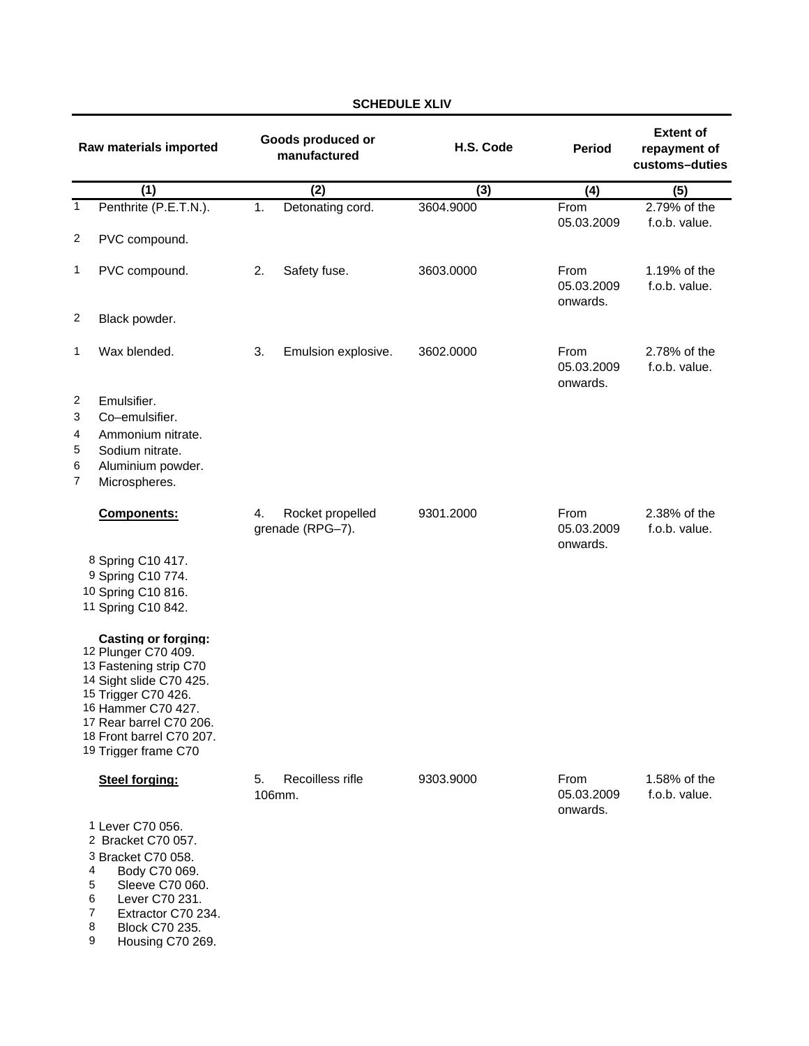**SCHEDULE XLIV**

| Raw materials imported | Goods produced or manufactured | H.S. Code | Period | Extent of repayment of customs–duties |
|---|---|---|---|---|
| (1) | (2) | (3) | (4) | (5) |
| 1 Penthrite (P.E.T.N.). | 1. Detonating cord. | 3604.9000 | From 05.03.2009 | 2.79% of the f.o.b. value. |
| 2 PVC compound. | | | | |
| 1 PVC compound. | 2. Safety fuse. | 3603.0000 | From 05.03.2009 onwards. | 1.19% of the f.o.b. value. |
| 2 Black powder. | | | | |
| 1 Wax blended. | 3. Emulsion explosive. | 3602.0000 | From 05.03.2009 onwards. | 2.78% of the f.o.b. value. |
| 2 Emulsifier. | | | | |
| 3 Co–emulsifier. | | | | |
| 4 Ammonium nitrate. | | | | |
| 5 Sodium nitrate. | | | | |
| 6 Aluminium powder. | | | | |
| 7 Microspheres. | | | | |
| **Components:** | 4. Rocket propelled grenade (RPG–7). | 9301.2000 | From 05.03.2009 onwards. | 2.38% of the f.o.b. value. |
| 8 Spring C10 417. | | | | |
| 9 Spring C10 774. | | | | |
| 10 Spring C10 816. | | | | |
| 11 Spring C10 842. | | | | |
| **Casting or forging:** | | | | |
| 12 Plunger C70 409. | | | | |
| 13 Fastening strip C70 | | | | |
| 14 Sight slide C70 425. | | | | |
| 15 Trigger C70 426. | | | | |
| 16 Hammer C70 427. | | | | |
| 17 Rear barrel C70 206. | | | | |
| 18 Front barrel C70 207. | | | | |
| 19 Trigger frame C70 | | | | |
| **Steel forging:** | 5. Recoilless rifle 106mm. | 9303.9000 | From 05.03.2009 onwards. | 1.58% of the f.o.b. value. |
| 1 Lever C70 056. | | | | |
| 2 Bracket C70 057. | | | | |
| 3 Bracket C70 058. | | | | |
| 4 Body C70 069. | | | | |
| 5 Sleeve C70 060. | | | | |
| 6 Lever C70 231. | | | | |
| 7 Extractor C70 234. | | | | |
| 8 Block C70 235. | | | | |
| 9 Housing C70 269. | | | | |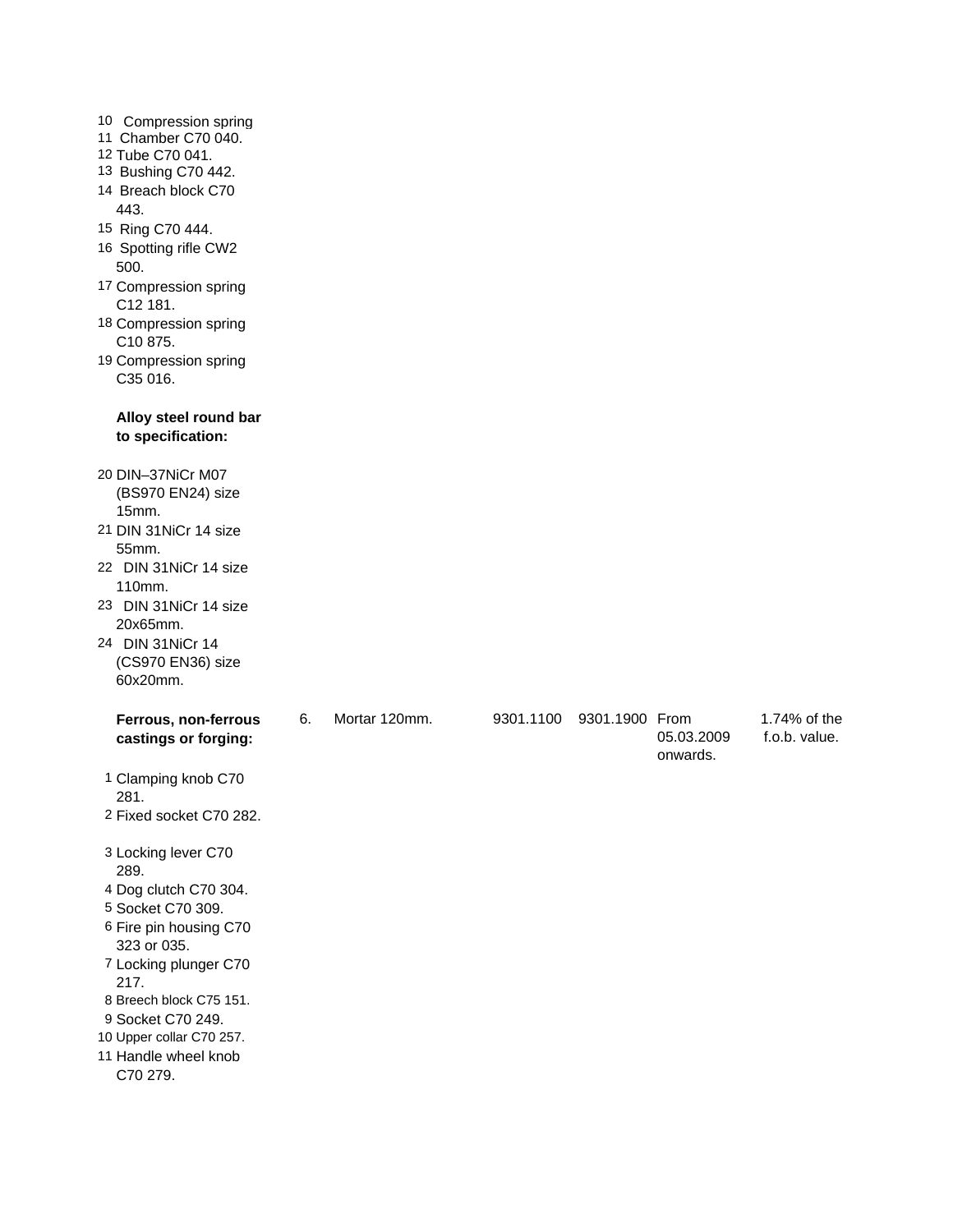| Description | Sr. | Item | HS Code | HS Code | Period | Rate |
|---|---|---|---|---|---|---|
| 10 Compression spring | | | | | | |
| 11 Chamber C70 040. | | | | | | |
| 12 Tube C70 041. | | | | | | |
| 13 Bushing C70 442. | | | | | | |
| 14 Breach block C70 443. | | | | | | |
| 15 Ring C70 444. | | | | | | |
| 16 Spotting rifle CW2 500. | | | | | | |
| 17 Compression spring C12 181. | | | | | | |
| 18 Compression spring C10 875. | | | | | | |
| 19 Compression spring C35 016. | | | | | | |
| **Alloy steel round bar to specification:** | | | | | | |
| 20 DIN–37NiCr M07 (BS970 EN24) size 15mm. | | | | | | |
| 21 DIN 31NiCr 14 size 55mm. | | | | | | |
| 22 DIN 31NiCr 14 size 110mm. | | | | | | |
| 23 DIN 31NiCr 14 size 20x65mm. | | | | | | |
| 24 DIN 31NiCr 14 (CS970 EN36) size 60x20mm. | | | | | | |
| **Ferrous, non-ferrous castings or forging:** | 6. | Mortar 120mm. | 9301.1100 | 9301.1900 | From 05.03.2009 onwards. | 1.74% of the f.o.b. value. |
| 1 Clamping knob C70 281. | | | | | | |
| 2 Fixed socket C70 282. | | | | | | |
| 3 Locking lever C70 289. | | | | | | |
| 4 Dog clutch C70 304. | | | | | | |
| 5 Socket C70 309. | | | | | | |
| 6 Fire pin housing C70 323 or 035. | | | | | | |
| 7 Locking plunger C70 217. | | | | | | |
| 8 Breech block C75 151. | | | | | | |
| 9 Socket C70 249. | | | | | | |
| 10 Upper collar C70 257. | | | | | | |
| 11 Handle wheel knob C70 279. | | | | | | |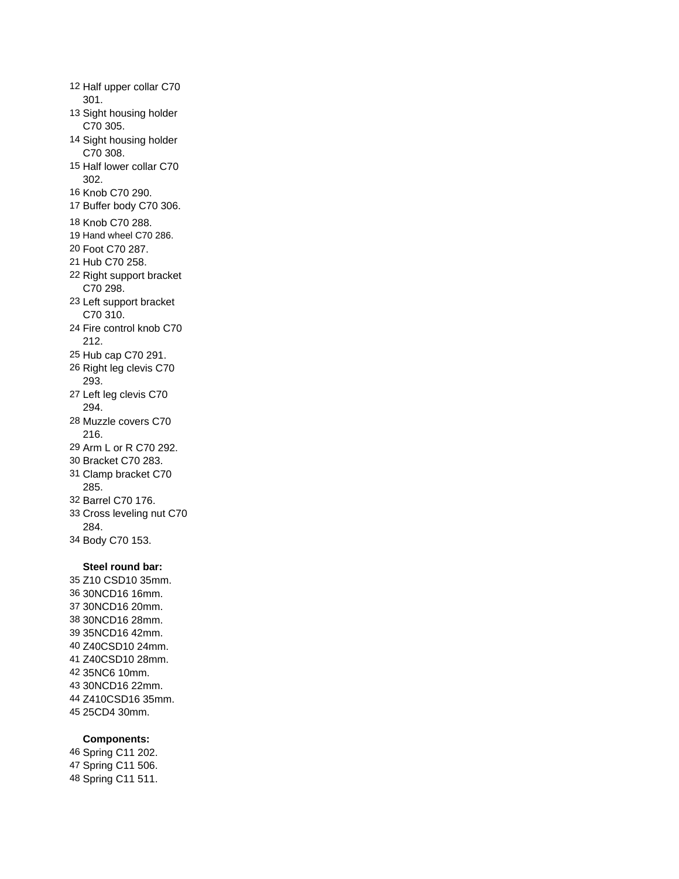12 Half upper collar C70 301.
13 Sight housing holder C70 305.
14 Sight housing holder C70 308.
15 Half lower collar C70 302.
16 Knob C70 290.
17 Buffer body C70 306.
18 Knob C70 288.
19 Hand wheel C70 286.
20 Foot C70 287.
21 Hub C70 258.
22 Right support bracket C70 298.
23 Left support bracket C70 310.
24 Fire control knob C70 212.
25 Hub cap C70 291.
26 Right leg clevis C70 293.
27 Left leg clevis C70 294.
28 Muzzle covers C70 216.
29 Arm L or R C70 292.
30 Bracket C70 283.
31 Clamp bracket C70 285.
32 Barrel C70 176.
33 Cross leveling nut C70 284.
34 Body C70 153.

**Steel round bar:**

35 Z10 CSD10 35mm.
36 30NCD16 16mm.
37 30NCD16 20mm.
38 30NCD16 28mm.
39 35NCD16 42mm.
40 Z40CSD10 24mm.
41 Z40CSD10 28mm.
42 35NC6 10mm.
43 30NCD16 22mm.
44 Z410CSD16 35mm.
45 25CD4 30mm.

**Components:**

46 Spring C11 202.
47 Spring C11 506.
48 Spring C11 511.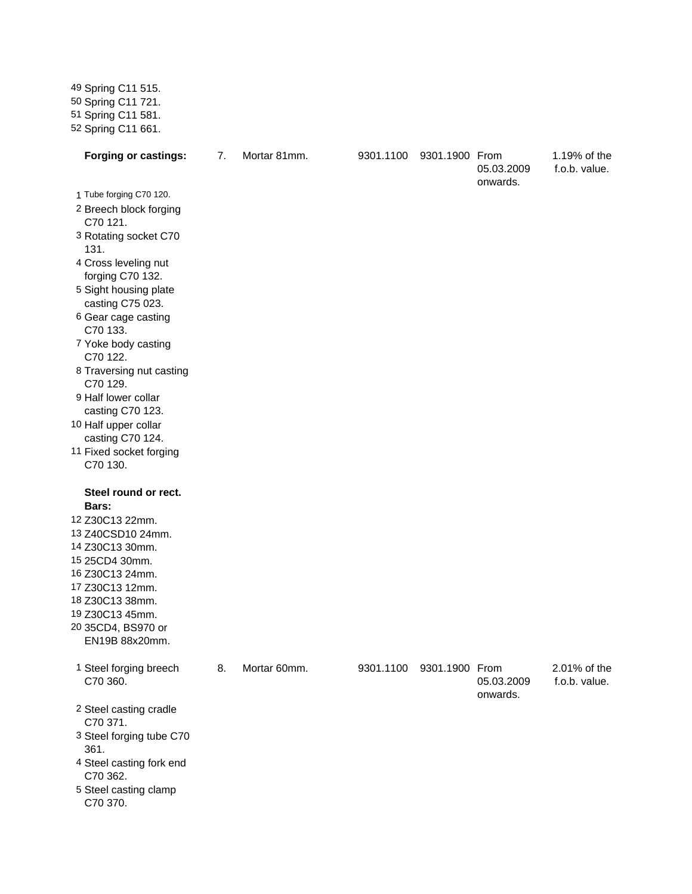| Inputs | S.No. | Export Product | H.S. Code | | Date of effect | Rate |
|---|---|---|---|---|---|---|
| 49 Spring C11 515. | | | | | | |
| 50 Spring C11 721. | | | | | | |
| 51 Spring C11 581. | | | | | | |
| 52 Spring C11 661. | | | | | | |
| **Forging or castings:** | 7. | Mortar 81mm. | 9301.1100 | 9301.1900 | From 05.03.2009 onwards. | 1.19% of the f.o.b. value. |
| 1 Tube forging C70 120. | | | | | | |
| 2 Breech block forging C70 121. | | | | | | |
| 3 Rotating socket C70 131. | | | | | | |
| 4 Cross leveling nut forging C70 132. | | | | | | |
| 5 Sight housing plate casting C75 023. | | | | | | |
| 6 Gear cage casting C70 133. | | | | | | |
| 7 Yoke body casting C70 122. | | | | | | |
| 8 Traversing nut casting C70 129. | | | | | | |
| 9 Half lower collar casting C70 123. | | | | | | |
| 10 Half upper collar casting C70 124. | | | | | | |
| 11 Fixed socket forging C70 130. | | | | | | |
| **Steel round or rect. Bars:** | | | | | | |
| 12 Z30C13 22mm. | | | | | | |
| 13 Z40CSD10 24mm. | | | | | | |
| 14 Z30C13 30mm. | | | | | | |
| 15 25CD4 30mm. | | | | | | |
| 16 Z30C13 24mm. | | | | | | |
| 17 Z30C13 12mm. | | | | | | |
| 18 Z30C13 38mm. | | | | | | |
| 19 Z30C13 45mm. | | | | | | |
| 20 35CD4, BS970 or EN19B 88x20mm. | | | | | | |
| 1 Steel forging breech C70 360. | 8. | Mortar 60mm. | 9301.1100 | 9301.1900 | From 05.03.2009 onwards. | 2.01% of the f.o.b. value. |
| 2 Steel casting cradle C70 371. | | | | | | |
| 3 Steel forging tube C70 361. | | | | | | |
| 4 Steel casting fork end C70 362. | | | | | | |
| 5 Steel casting clamp C70 370. | | | | | | |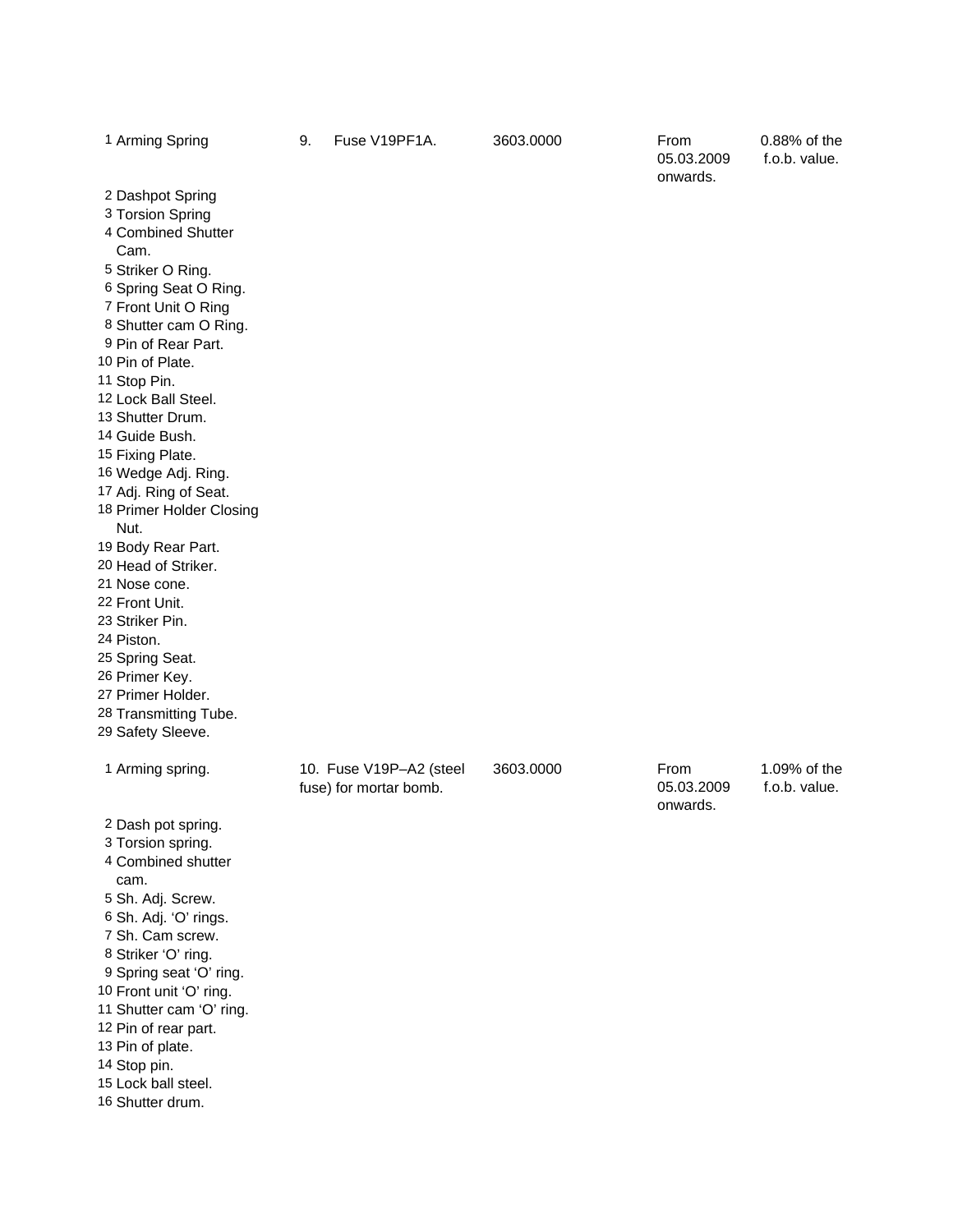| Parts | Item | Heading | Period | Rate |
|---|---|---|---|---|
| 1 Arming Spring<br>2 Dashpot Spring<br>3 Torsion Spring<br>4 Combined Shutter Cam.<br>5 Striker O Ring.<br>6 Spring Seat O Ring.<br>7 Front Unit O Ring<br>8 Shutter cam O Ring.<br>9 Pin of Rear Part.<br>10 Pin of Plate.<br>11 Stop Pin.<br>12 Lock Ball Steel.<br>13 Shutter Drum.<br>14 Guide Bush.<br>15 Fixing Plate.<br>16 Wedge Adj. Ring.<br>17 Adj. Ring of Seat.<br>18 Primer Holder Closing Nut.<br>19 Body Rear Part.<br>20 Head of Striker.<br>21 Nose cone.<br>22 Front Unit.<br>23 Striker Pin.<br>24 Piston.<br>25 Spring Seat.<br>26 Primer Key.<br>27 Primer Holder.<br>28 Transmitting Tube.<br>29 Safety Sleeve. | 9. Fuse V19PF1A. | 3603.0000 | From 05.03.2009 onwards. | 0.88% of the f.o.b. value. |
| 1 Arming spring.<br>2 Dash pot spring.<br>3 Torsion spring.<br>4 Combined shutter cam.<br>5 Sh. Adj. Screw.<br>6 Sh. Adj. ‘O’ rings.<br>7 Sh. Cam screw.<br>8 Striker ‘O’ ring.<br>9 Spring seat ‘O’ ring.<br>10 Front unit ‘O’ ring.<br>11 Shutter cam ‘O’ ring.<br>12 Pin of rear part.<br>13 Pin of plate.<br>14 Stop pin.<br>15 Lock ball steel.<br>16 Shutter drum. | 10. Fuse V19P–A2 (steel fuse) for mortar bomb. | 3603.0000 | From 05.03.2009 onwards. | 1.09% of the f.o.b. value. |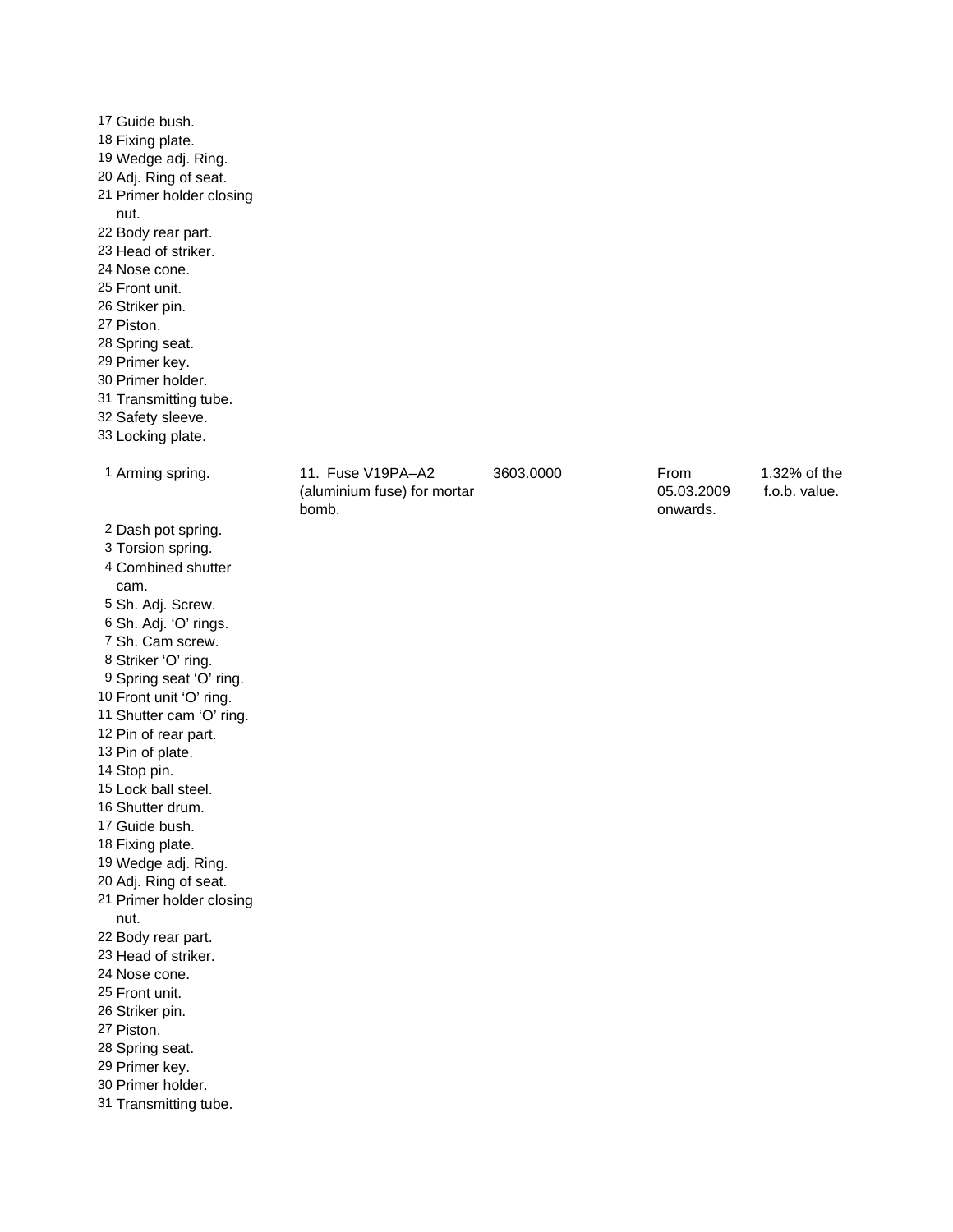| | | | | |
|---|---|---|---|---|
| 17 Guide bush. | | | | |
| 18 Fixing plate. | | | | |
| 19 Wedge adj. Ring. | | | | |
| 20 Adj. Ring of seat. | | | | |
| 21 Primer holder closing nut. | | | | |
| 22 Body rear part. | | | | |
| 23 Head of striker. | | | | |
| 24 Nose cone. | | | | |
| 25 Front unit. | | | | |
| 26 Striker pin. | | | | |
| 27 Piston. | | | | |
| 28 Spring seat. | | | | |
| 29 Primer key. | | | | |
| 30 Primer holder. | | | | |
| 31 Transmitting tube. | | | | |
| 32 Safety sleeve. | | | | |
| 33 Locking plate. | | | | |
| 1 Arming spring. | 11. Fuse V19PA–A2 (aluminium fuse) for mortar bomb. | 3603.0000 | From 05.03.2009 onwards. | 1.32% of the f.o.b. value. |
| 2 Dash pot spring. | | | | |
| 3 Torsion spring. | | | | |
| 4 Combined shutter cam. | | | | |
| 5 Sh. Adj. Screw. | | | | |
| 6 Sh. Adj. 'O' rings. | | | | |
| 7 Sh. Cam screw. | | | | |
| 8 Striker 'O' ring. | | | | |
| 9 Spring seat 'O' ring. | | | | |
| 10 Front unit 'O' ring. | | | | |
| 11 Shutter cam 'O' ring. | | | | |
| 12 Pin of rear part. | | | | |
| 13 Pin of plate. | | | | |
| 14 Stop pin. | | | | |
| 15 Lock ball steel. | | | | |
| 16 Shutter drum. | | | | |
| 17 Guide bush. | | | | |
| 18 Fixing plate. | | | | |
| 19 Wedge adj. Ring. | | | | |
| 20 Adj. Ring of seat. | | | | |
| 21 Primer holder closing nut. | | | | |
| 22 Body rear part. | | | | |
| 23 Head of striker. | | | | |
| 24 Nose cone. | | | | |
| 25 Front unit. | | | | |
| 26 Striker pin. | | | | |
| 27 Piston. | | | | |
| 28 Spring seat. | | | | |
| 29 Primer key. | | | | |
| 30 Primer holder. | | | | |
| 31 Transmitting tube. | | | | |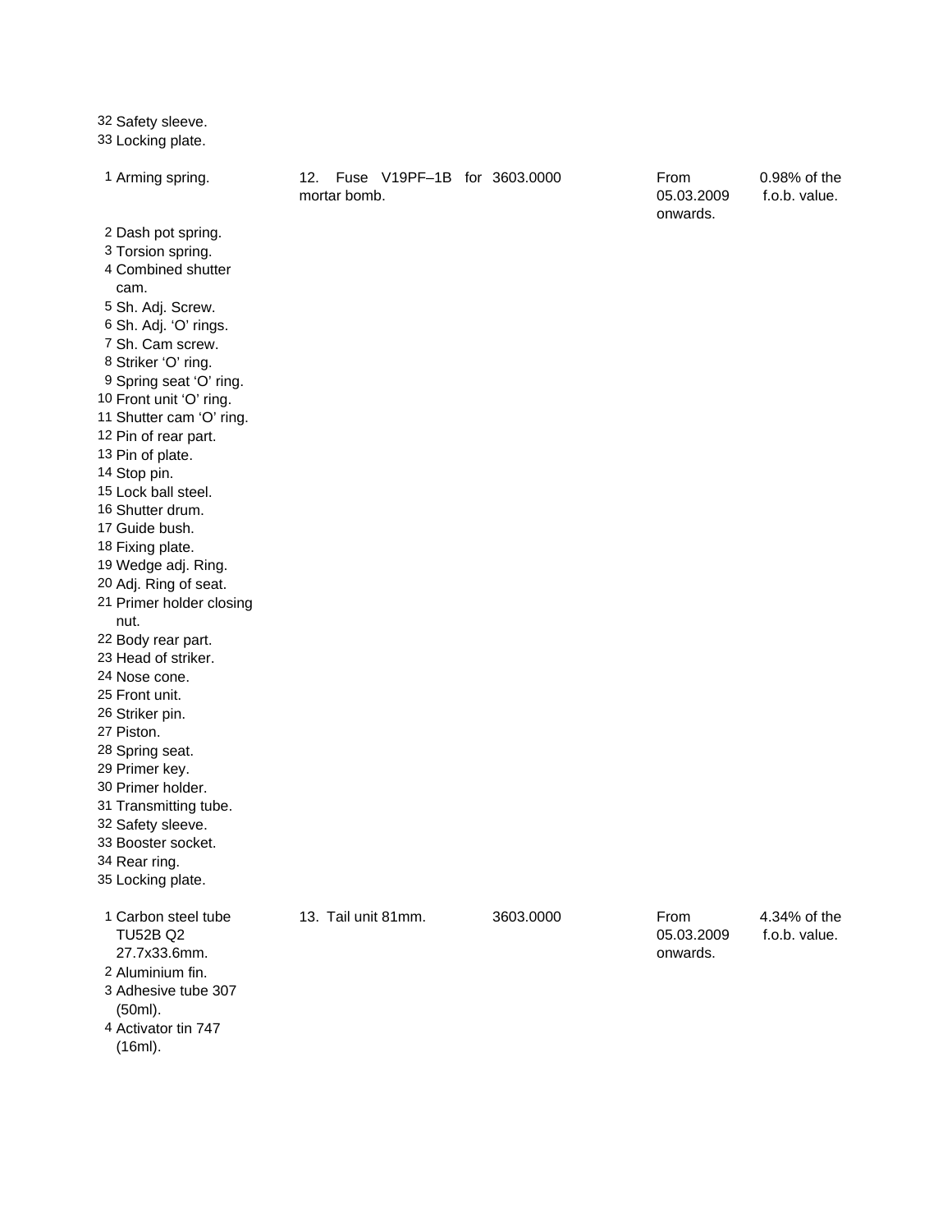| | | | | |
|---|---|---|---|---|
| 32 Safety sleeve.<br>33 Locking plate. | | | | |
| 1 Arming spring.<br>2 Dash pot spring.<br>3 Torsion spring.<br>4 Combined shutter cam.<br>5 Sh. Adj. Screw.<br>6 Sh. Adj. 'O' rings.<br>7 Sh. Cam screw.<br>8 Striker 'O' ring.<br>9 Spring seat 'O' ring.<br>10 Front unit 'O' ring.<br>11 Shutter cam 'O' ring.<br>12 Pin of rear part.<br>13 Pin of plate.<br>14 Stop pin.<br>15 Lock ball steel.<br>16 Shutter drum.<br>17 Guide bush.<br>18 Fixing plate.<br>19 Wedge adj. Ring.<br>20 Adj. Ring of seat.<br>21 Primer holder closing nut.<br>22 Body rear part.<br>23 Head of striker.<br>24 Nose cone.<br>25 Front unit.<br>26 Striker pin.<br>27 Piston.<br>28 Spring seat.<br>29 Primer key.<br>30 Primer holder.<br>31 Transmitting tube.<br>32 Safety sleeve.<br>33 Booster socket.<br>34 Rear ring.<br>35 Locking plate. | 12. Fuse V19PF–1B for mortar bomb. | 3603.0000 | From 05.03.2009 onwards. | 0.98% of the f.o.b. value. |
| 1 Carbon steel tube TU52B Q2 27.7x33.6mm.<br>2 Aluminium fin.<br>3 Adhesive tube 307 (50ml).<br>4 Activator tin 747 (16ml). | 13. Tail unit 81mm. | 3603.0000 | From 05.03.2009 onwards. | 4.34% of the f.o.b. value. |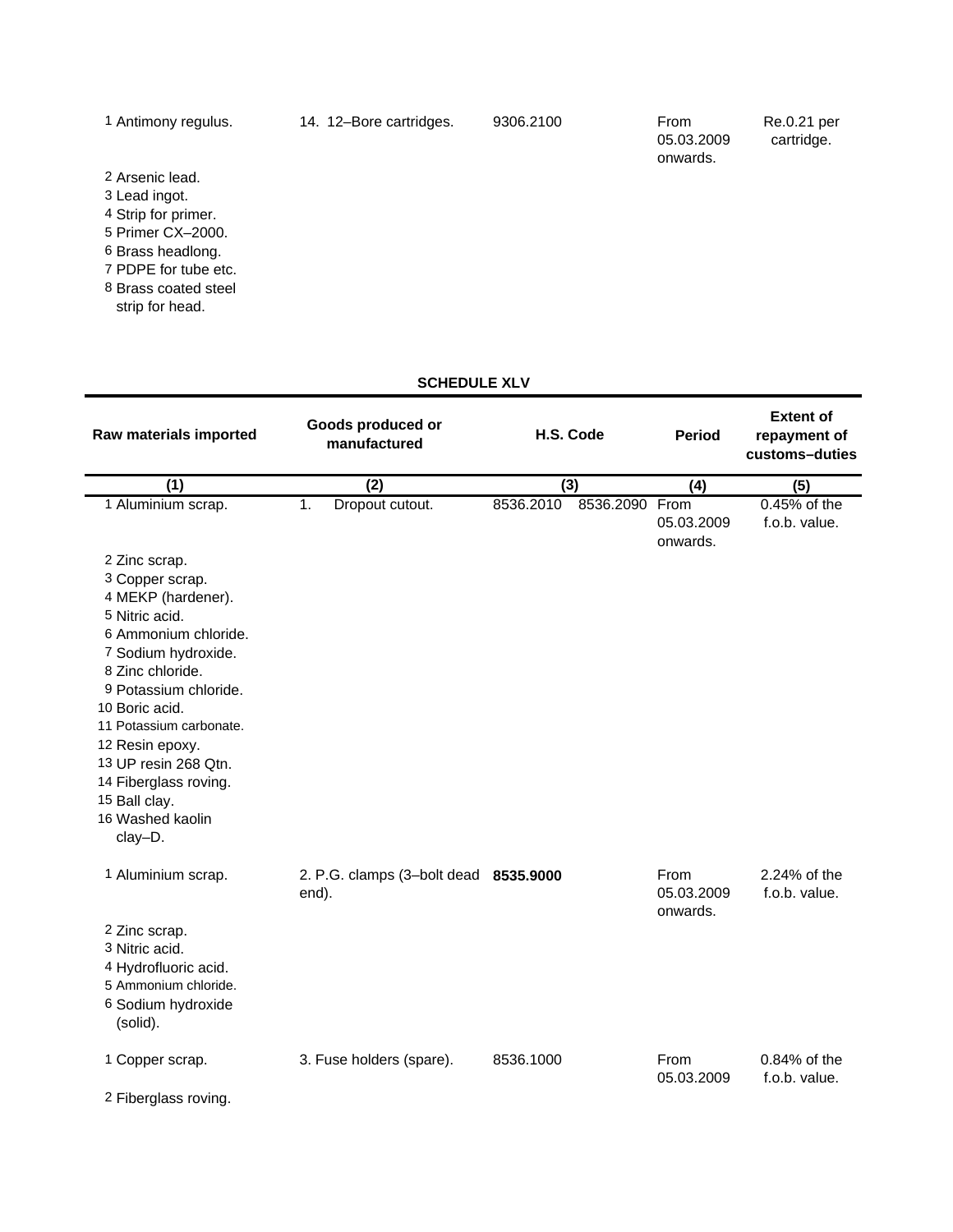| | | | | |
|---|---|---|---|---|
| 1 Antimony regulus. | 14. 12–Bore cartridges. | 9306.2100 | From 05.03.2009 onwards. | Re.0.21 per cartridge. |
| 2 Arsenic lead. | | | | |
| 3 Lead ingot. | | | | |
| 4 Strip for primer. | | | | |
| 5 Primer CX–2000. | | | | |
| 6 Brass headlong. | | | | |
| 7 PDPE for tube etc. | | | | |
| 8 Brass coated steel strip for head. | | | | |

**SCHEDULE XLV**

| Raw materials imported | Goods produced or manufactured | H.S. Code | Period | Extent of repayment of customs–duties |
|---|---|---|---|---|
| (1) | (2) | (3) | (4) | (5) |
| 1 Aluminium scrap. | 1. Dropout cutout. | 8536.2010 8536.2090 | From 05.03.2009 onwards. | 0.45% of the f.o.b. value. |
| 2 Zinc scrap. | | | | |
| 3 Copper scrap. | | | | |
| 4 MEKP (hardener). | | | | |
| 5 Nitric acid. | | | | |
| 6 Ammonium chloride. | | | | |
| 7 Sodium hydroxide. | | | | |
| 8 Zinc chloride. | | | | |
| 9 Potassium chloride. | | | | |
| 10 Boric acid. | | | | |
| 11 Potassium carbonate. | | | | |
| 12 Resin epoxy. | | | | |
| 13 UP resin 268 Qtn. | | | | |
| 14 Fiberglass roving. | | | | |
| 15 Ball clay. | | | | |
| 16 Washed kaolin clay–D. | | | | |
| 1 Aluminium scrap. | 2. P.G. clamps (3–bolt dead end). | **8535.9000** | From 05.03.2009 onwards. | 2.24% of the f.o.b. value. |
| 2 Zinc scrap. | | | | |
| 3 Nitric acid. | | | | |
| 4 Hydrofluoric acid. | | | | |
| 5 Ammonium chloride. | | | | |
| 6 Sodium hydroxide (solid). | | | | |
| 1 Copper scrap. | 3. Fuse holders (spare). | 8536.1000 | From 05.03.2009 | 0.84% of the f.o.b. value. |
| 2 Fiberglass roving. | | | | |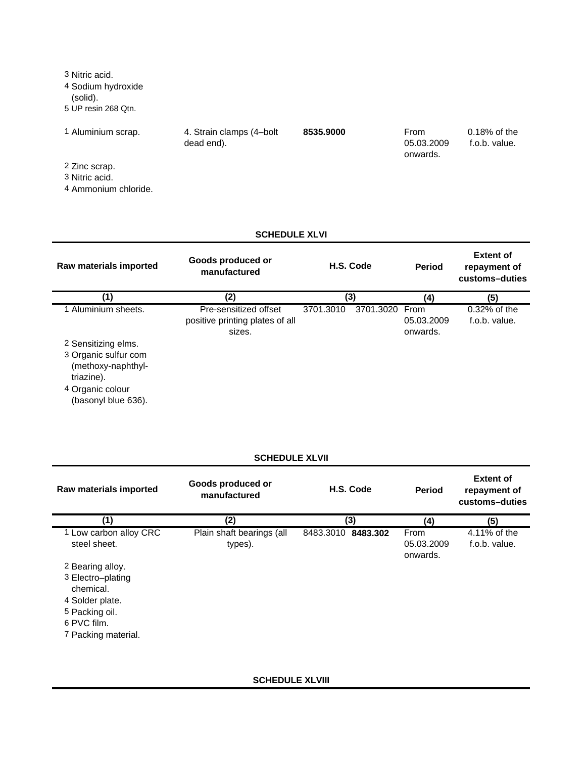| Raw materials imported | Goods produced or manufactured | H.S. Code | | Period | Extent of repayment of customs–duties |
|---|---|---|---|---|---|
| 3 Nitric acid. | | | | | |
| 4 Sodium hydroxide (solid). | | | | | |
| 5 UP resin 268 Qtn. | | | | | |
| 1 Aluminium scrap. | 4. Strain clamps (4–bolt dead end). | **8535.9000** | | From 05.03.2009 onwards. | 0.18% of the f.o.b. value. |
| 2 Zinc scrap. | | | | | |
| 3 Nitric acid. | | | | | |
| 4 Ammonium chloride. | | | | | |

**SCHEDULE XLVI**

| Raw materials imported | Goods produced or manufactured | H.S. Code | | Period | Extent of repayment of customs–duties |
|---|---|---|---|---|---|
| (1) | (2) | (3) | | (4) | (5) |
| 1 Aluminium sheets. | Pre-sensitized offset positive printing plates of all sizes. | 3701.3010 | 3701.3020 | From 05.03.2009 onwards. | 0.32% of the f.o.b. value. |
| 2 Sensitizing elms. | | | | | |
| 3 Organic sulfur com (methoxy-naphthyl-triazine). | | | | | |
| 4 Organic colour (basonyl blue 636). | | | | | |

**SCHEDULE XLVII**

| Raw materials imported | Goods produced or manufactured | H.S. Code | | Period | Extent of repayment of customs–duties |
|---|---|---|---|---|---|
| (1) | (2) | (3) | | (4) | (5) |
| 1 Low carbon alloy CRC steel sheet. | Plain shaft bearings (all types). | 8483.3010 | **8483.302** | From 05.03.2009 onwards. | 4.11% of the f.o.b. value. |
| 2 Bearing alloy. | | | | | |
| 3 Electro–plating chemical. | | | | | |
| 4 Solder plate. | | | | | |
| 5 Packing oil. | | | | | |
| 6 PVC film. | | | | | |
| 7 Packing material. | | | | | |

**SCHEDULE XLVIII**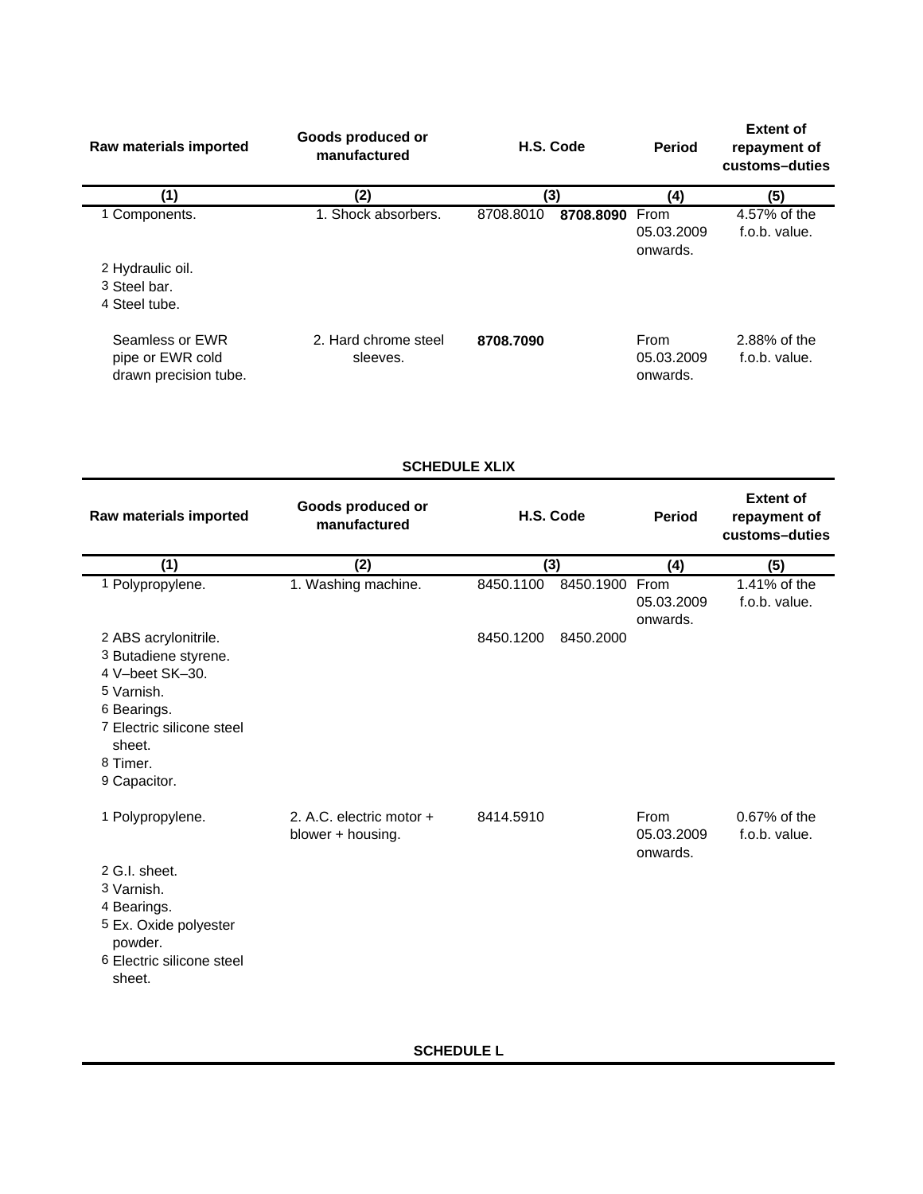| Raw materials imported | Goods produced or manufactured | H.S. Code | | Period | Extent of repayment of customs–duties |
|---|---|---|---|---|---|
| (1) | (2) | (3) | | (4) | (5) |
| 1 Components. | 1. Shock absorbers. | 8708.8010 | **8708.8090** | From 05.03.2009 onwards. | 4.57% of the f.o.b. value. |
| 2 Hydraulic oil. | | | | | |
| 3 Steel bar. | | | | | |
| 4 Steel tube. | | | | | |
| Seamless or EWR pipe or EWR cold drawn precision tube. | 2. Hard chrome steel sleeves. | **8708.7090** | | From 05.03.2009 onwards. | 2.88% of the f.o.b. value. |

**SCHEDULE XLIX**

| Raw materials imported | Goods produced or manufactured | H.S. Code | | Period | Extent of repayment of customs–duties |
|---|---|---|---|---|---|
| (1) | (2) | (3) | | (4) | (5) |
| 1 Polypropylene. | 1. Washing machine. | 8450.1100 | 8450.1900 | From 05.03.2009 onwards. | 1.41% of the f.o.b. value. |
| 2 ABS acrylonitrile. | | 8450.1200 | 8450.2000 | | |
| 3 Butadiene styrene. | | | | | |
| 4 V–beet SK–30. | | | | | |
| 5 Varnish. | | | | | |
| 6 Bearings. | | | | | |
| 7 Electric silicone steel sheet. | | | | | |
| 8 Timer. | | | | | |
| 9 Capacitor. | | | | | |
| 1 Polypropylene. | 2. A.C. electric motor + blower + housing. | 8414.5910 | | From 05.03.2009 onwards. | 0.67% of the f.o.b. value. |
| 2 G.I. sheet. | | | | | |
| 3 Varnish. | | | | | |
| 4 Bearings. | | | | | |
| 5 Ex. Oxide polyester powder. | | | | | |
| 6 Electric silicone steel sheet. | | | | | |

**SCHEDULE L**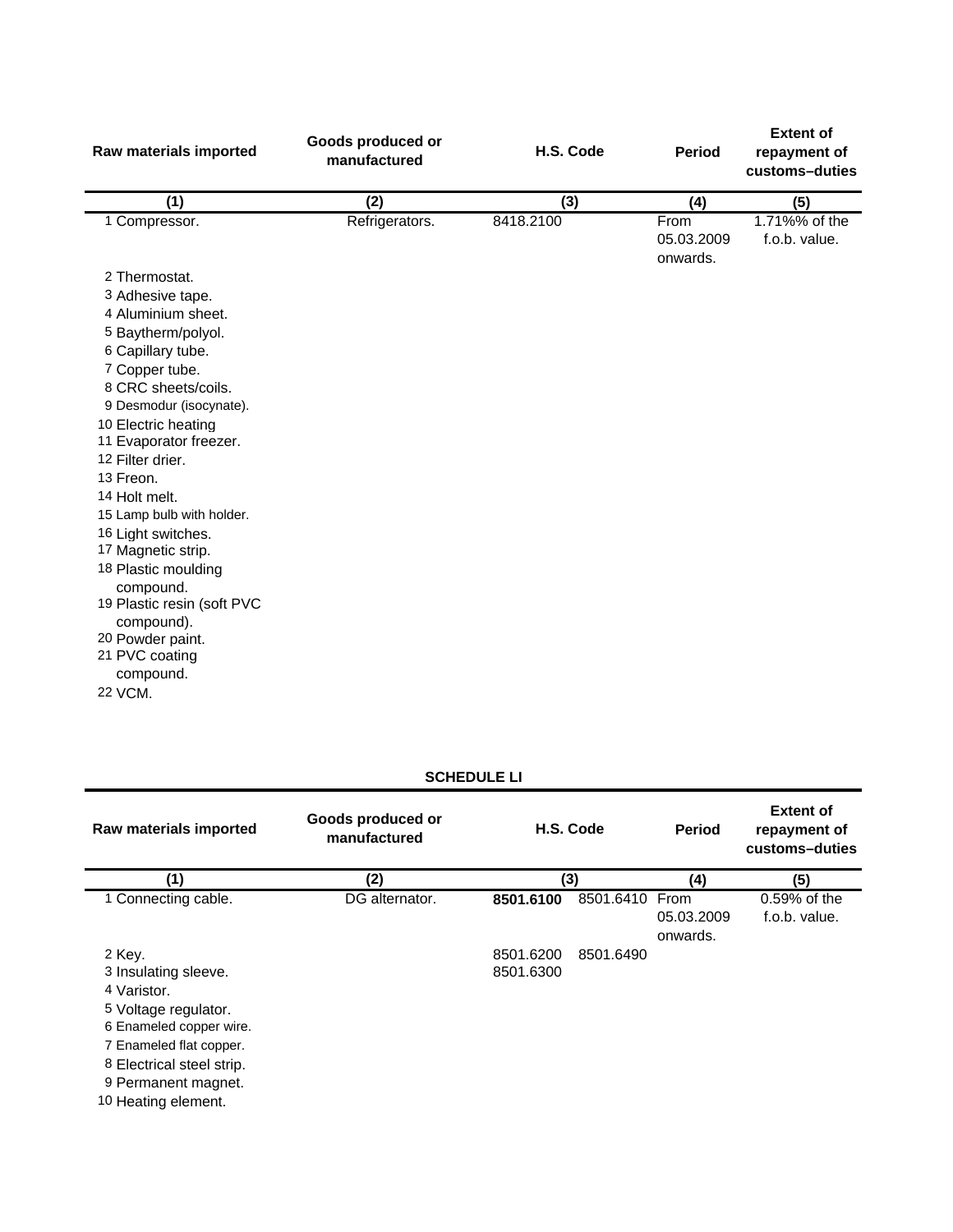| Raw materials imported | Goods produced or manufactured | H.S. Code | Period | Extent of repayment of customs–duties |
|---|---|---|---|---|
| (1) | (2) | (3) | (4) | (5) |
| 1 Compressor. | Refrigerators. | 8418.2100 | From 05.03.2009 onwards. | 1.71%% of the f.o.b. value. |
| 2 Thermostat. | | | | |
| 3 Adhesive tape. | | | | |
| 4 Aluminium sheet. | | | | |
| 5 Baytherm/polyol. | | | | |
| 6 Capillary tube. | | | | |
| 7 Copper tube. | | | | |
| 8 CRC sheets/coils. | | | | |
| 9 Desmodur (isocynate). | | | | |
| 10 Electric heating | | | | |
| 11 Evaporator freezer. | | | | |
| 12 Filter drier. | | | | |
| 13 Freon. | | | | |
| 14 Holt melt. | | | | |
| 15 Lamp bulb with holder. | | | | |
| 16 Light switches. | | | | |
| 17 Magnetic strip. | | | | |
| 18 Plastic moulding compound. | | | | |
| 19 Plastic resin (soft PVC compound). | | | | |
| 20 Powder paint. | | | | |
| 21 PVC coating compound. | | | | |
| 22 VCM. | | | | |

## SCHEDULE LI

| Raw materials imported | Goods produced or manufactured | H.S. Code | | Period | Extent of repayment of customs–duties |
|---|---|---|---|---|---|
| (1) | (2) | (3) | | (4) | (5) |
| 1 Connecting cable. | DG alternator. | **8501.6100** | 8501.6410 | From 05.03.2009 onwards. | 0.59% of the f.o.b. value. |
| 2 Key. | | 8501.6200 | 8501.6490 | | |
| 3 Insulating sleeve. | | 8501.6300 | | | |
| 4 Varistor. | | | | | |
| 5 Voltage regulator. | | | | | |
| 6 Enameled copper wire. | | | | | |
| 7 Enameled flat copper. | | | | | |
| 8 Electrical steel strip. | | | | | |
| 9 Permanent magnet. | | | | | |
| 10 Heating element. | | | | | |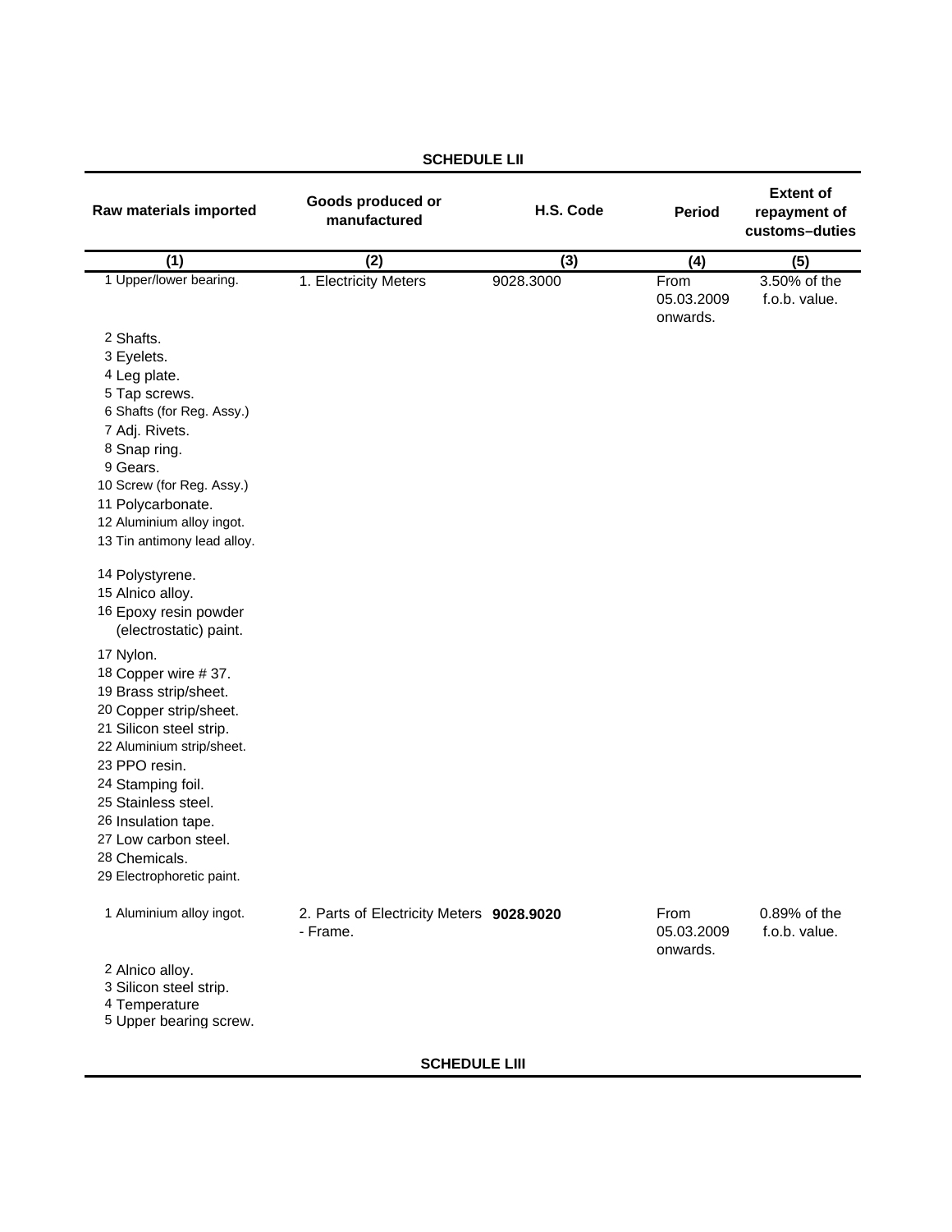## SCHEDULE LII

| Raw materials imported | Goods produced or manufactured | H.S. Code | Period | Extent of repayment of customs–duties |
|---|---|---|---|---|
| (1) | (2) | (3) | (4) | (5) |
| 1 Upper/lower bearing. | 1. Electricity Meters | 9028.3000 | From 05.03.2009 onwards. | 3.50% of the f.o.b. value. |
| 2 Shafts. | | | | |
| 3 Eyelets. | | | | |
| 4 Leg plate. | | | | |
| 5 Tap screws. | | | | |
| 6 Shafts (for Reg. Assy.) | | | | |
| 7 Adj. Rivets. | | | | |
| 8 Snap ring. | | | | |
| 9 Gears. | | | | |
| 10 Screw (for Reg. Assy.) | | | | |
| 11 Polycarbonate. | | | | |
| 12 Aluminium alloy ingot. | | | | |
| 13 Tin antimony lead alloy. | | | | |
| 14 Polystyrene. | | | | |
| 15 Alnico alloy. | | | | |
| 16 Epoxy resin powder (electrostatic) paint. | | | | |
| 17 Nylon. | | | | |
| 18 Copper wire # 37. | | | | |
| 19 Brass strip/sheet. | | | | |
| 20 Copper strip/sheet. | | | | |
| 21 Silicon steel strip. | | | | |
| 22 Aluminium strip/sheet. | | | | |
| 23 PPO resin. | | | | |
| 24 Stamping foil. | | | | |
| 25 Stainless steel. | | | | |
| 26 Insulation tape. | | | | |
| 27 Low carbon steel. | | | | |
| 28 Chemicals. | | | | |
| 29 Electrophoretic paint. | | | | |
| 1 Aluminium alloy ingot. | 2. Parts of Electricity Meters - Frame. | **9028.9020** | From 05.03.2009 onwards. | 0.89% of the f.o.b. value. |
| 2 Alnico alloy. | | | | |
| 3 Silicon steel strip. | | | | |
| 4 Temperature | | | | |
| 5 Upper bearing screw. | | | | |

## SCHEDULE LIII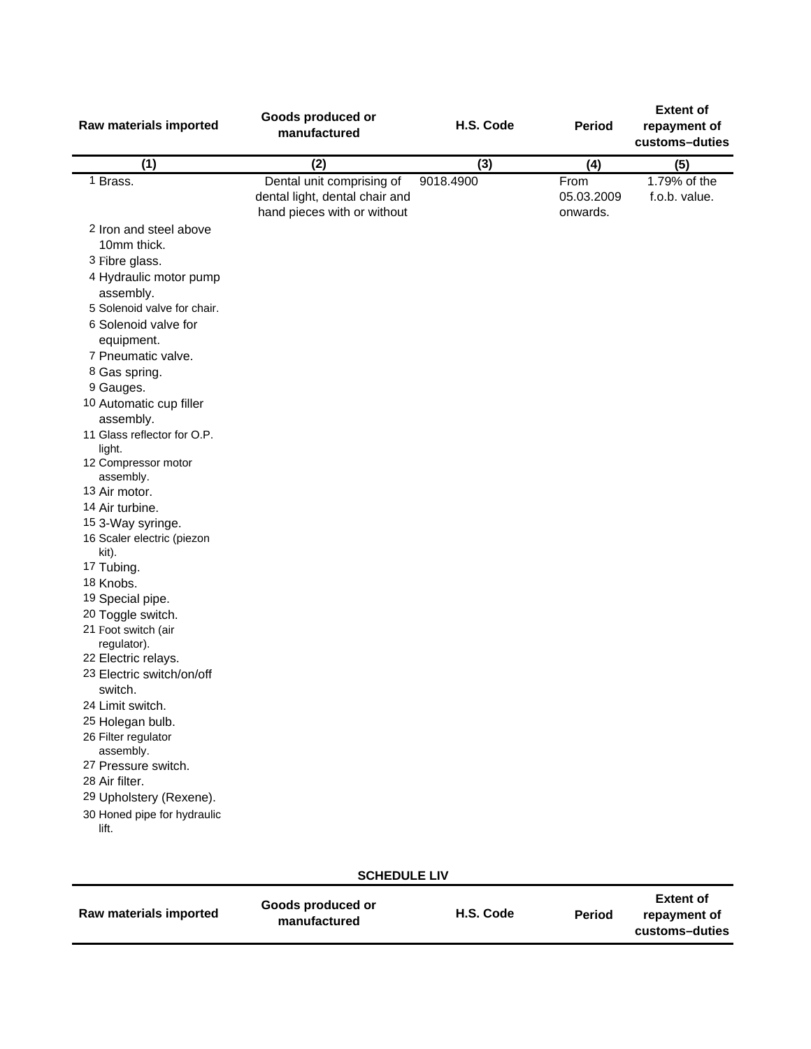| Raw materials imported | Goods produced or manufactured | H.S. Code | Period | Extent of repayment of customs–duties |
|---|---|---|---|---|
| (1) | (2) | (3) | (4) | (5) |
| 1 Brass. | Dental unit comprising of dental light, dental chair and hand pieces with or without | 9018.4900 | From 05.03.2009 onwards. | 1.79% of the f.o.b. value. |
| 2 Iron and steel above 10mm thick. | | | | |
| 3 Fibre glass. | | | | |
| 4 Hydraulic motor pump assembly. | | | | |
| 5 Solenoid valve for chair. | | | | |
| 6 Solenoid valve for equipment. | | | | |
| 7 Pneumatic valve. | | | | |
| 8 Gas spring. | | | | |
| 9 Gauges. | | | | |
| 10 Automatic cup filler assembly. | | | | |
| 11 Glass reflector for O.P. light. | | | | |
| 12 Compressor motor assembly. | | | | |
| 13 Air motor. | | | | |
| 14 Air turbine. | | | | |
| 15 3-Way syringe. | | | | |
| 16 Scaler electric (piezon kit). | | | | |
| 17 Tubing. | | | | |
| 18 Knobs. | | | | |
| 19 Special pipe. | | | | |
| 20 Toggle switch. | | | | |
| 21 Foot switch (air regulator). | | | | |
| 22 Electric relays. | | | | |
| 23 Electric switch/on/off switch. | | | | |
| 24 Limit switch. | | | | |
| 25 Holegan bulb. | | | | |
| 26 Filter regulator assembly. | | | | |
| 27 Pressure switch. | | | | |
| 28 Air filter. | | | | |
| 29 Upholstery (Rexene). | | | | |
| 30 Honed pipe for hydraulic lift. | | | | |

## SCHEDULE LIV

| Raw materials imported | Goods produced or manufactured | H.S. Code | Period | Extent of repayment of customs–duties |
|---|---|---|---|---|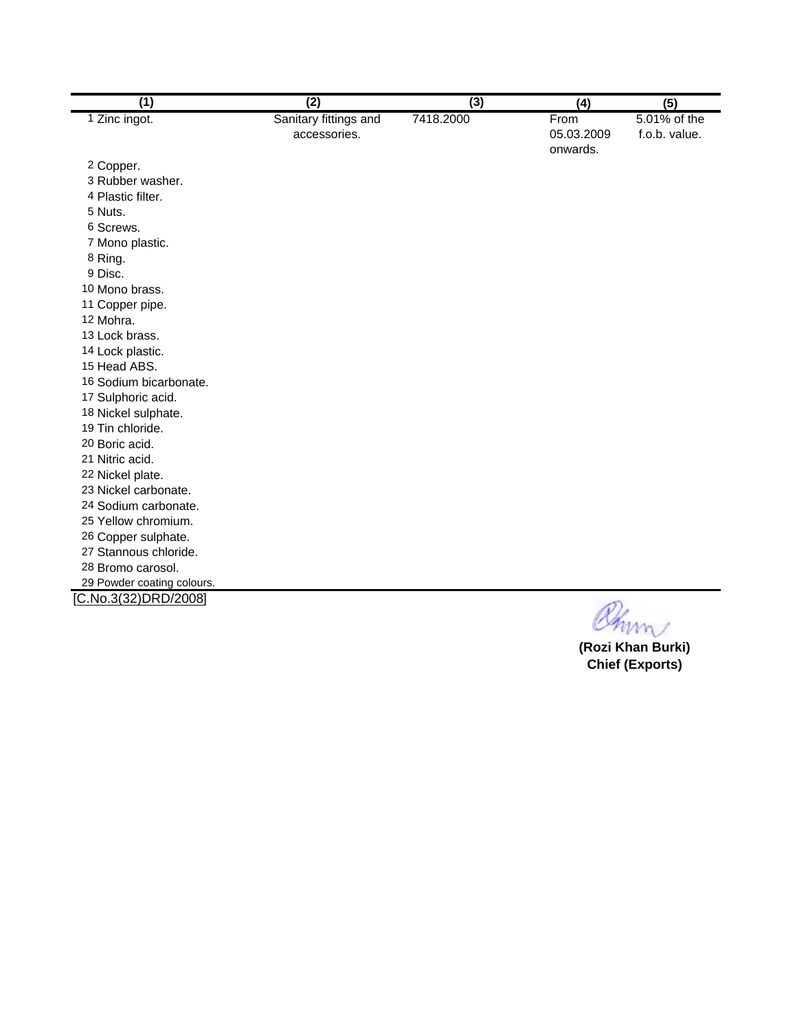| (1) | (2) | (3) | (4) | (5) |
|---|---|---|---|---|
| 1 Zinc ingot. | Sanitary fittings and accessories. | 7418.2000 | From 05.03.2009 onwards. | 5.01% of the f.o.b. value. |
| 2 Copper. | | | | |
| 3 Rubber washer. | | | | |
| 4 Plastic filter. | | | | |
| 5 Nuts. | | | | |
| 6 Screws. | | | | |
| 7 Mono plastic. | | | | |
| 8 Ring. | | | | |
| 9 Disc. | | | | |
| 10 Mono brass. | | | | |
| 11 Copper pipe. | | | | |
| 12 Mohra. | | | | |
| 13 Lock brass. | | | | |
| 14 Lock plastic. | | | | |
| 15 Head ABS. | | | | |
| 16 Sodium bicarbonate. | | | | |
| 17 Sulphoric acid. | | | | |
| 18 Nickel sulphate. | | | | |
| 19 Tin chloride. | | | | |
| 20 Boric acid. | | | | |
| 21 Nitric acid. | | | | |
| 22 Nickel plate. | | | | |
| 23 Nickel carbonate. | | | | |
| 24 Sodium carbonate. | | | | |
| 25 Yellow chromium. | | | | |
| 26 Copper sulphate. | | | | |
| 27 Stannous chloride. | | | | |
| 28 Bromo carosol. | | | | |
| 29 Powder coating colours. | | | | |

[C.No.3(32)DRD/2008]

**(Rozi Khan Burki)**
**Chief (Exports)**